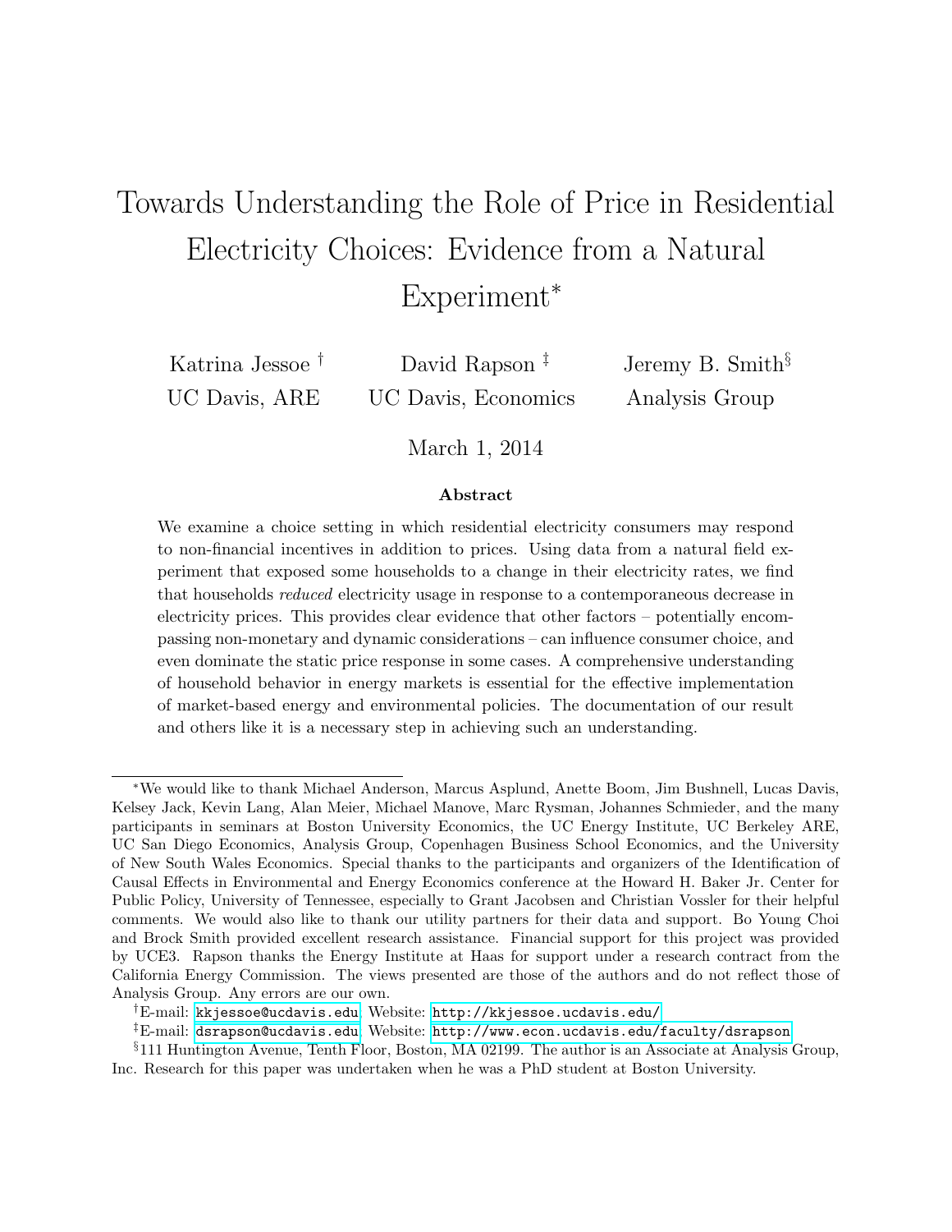# Towards Understanding the Role of Price in Residential Electricity Choices: Evidence from a Natural Experiment*

Katrina Jessoe † — UC Davis, ARE

David Rapson ‡ — UC Davis, Economics

Jeremy B. Smith§ — Analysis Group

March 1, 2014

**Abstract**

We examine a choice setting in which residential electricity consumers may respond to non-financial incentives in addition to prices. Using data from a natural field experiment that exposed some households to a change in their electricity rates, we find that households *reduced* electricity usage in response to a contemporaneous decrease in electricity prices. This provides clear evidence that other factors – potentially encompassing non-monetary and dynamic considerations – can influence consumer choice, and even dominate the static price response in some cases. A comprehensive understanding of household behavior in energy markets is essential for the effective implementation of market-based energy and environmental policies. The documentation of our result and others like it is a necessary step in achieving such an understanding.

---

*We would like to thank Michael Anderson, Marcus Asplund, Anette Boom, Jim Bushnell, Lucas Davis, Kelsey Jack, Kevin Lang, Alan Meier, Michael Manove, Marc Rysman, Johannes Schmieder, and the many participants in seminars at Boston University Economics, the UC Energy Institute, UC Berkeley ARE, UC San Diego Economics, Analysis Group, Copenhagen Business School Economics, and the University of New South Wales Economics. Special thanks to the participants and organizers of the Identification of Causal Effects in Environmental and Energy Economics conference at the Howard H. Baker Jr. Center for Public Policy, University of Tennessee, especially to Grant Jacobsen and Christian Vossler for their helpful comments. We would also like to thank our utility partners for their data and support. Bo Young Choi and Brock Smith provided excellent research assistance. Financial support for this project was provided by UCE3. Rapson thanks the Energy Institute at Haas for support under a research contract from the California Energy Commission. The views presented are those of the authors and do not reflect those of Analysis Group. Any errors are our own.

†E-mail: kkjessoe@ucdavis.edu. Website: http://kkjessoe.ucdavis.edu/

‡E-mail: dsrapson@ucdavis.edu. Website: http://www.econ.ucdavis.edu/faculty/dsrapson

§111 Huntington Avenue, Tenth Floor, Boston, MA 02199. The author is an Associate at Analysis Group, Inc. Research for this paper was undertaken when he was a PhD student at Boston University.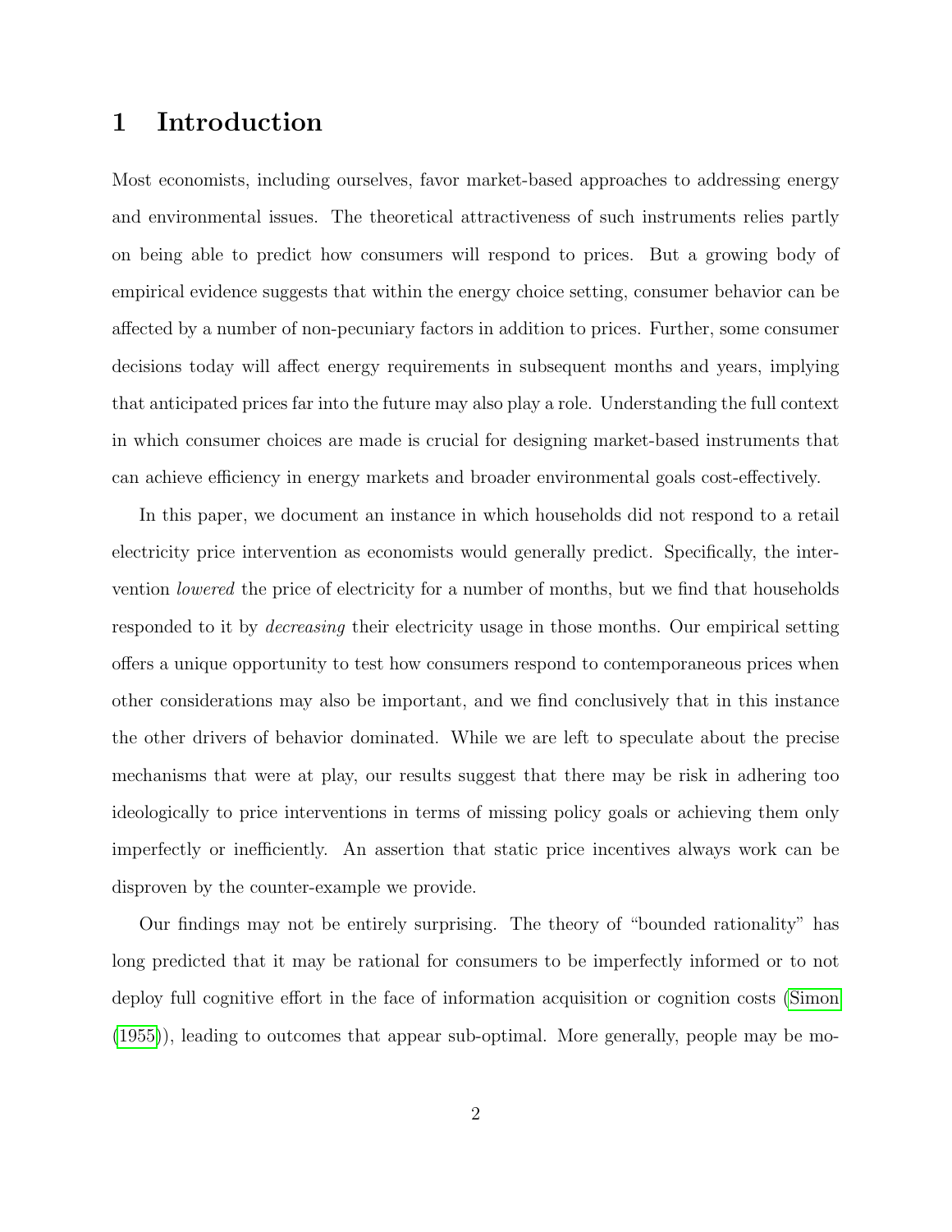# 1 Introduction

Most economists, including ourselves, favor market-based approaches to addressing energy and environmental issues. The theoretical attractiveness of such instruments relies partly on being able to predict how consumers will respond to prices. But a growing body of empirical evidence suggests that within the energy choice setting, consumer behavior can be affected by a number of non-pecuniary factors in addition to prices. Further, some consumer decisions today will affect energy requirements in subsequent months and years, implying that anticipated prices far into the future may also play a role. Understanding the full context in which consumer choices are made is crucial for designing market-based instruments that can achieve efficiency in energy markets and broader environmental goals cost-effectively.

In this paper, we document an instance in which households did not respond to a retail electricity price intervention as economists would generally predict. Specifically, the intervention *lowered* the price of electricity for a number of months, but we find that households responded to it by *decreasing* their electricity usage in those months. Our empirical setting offers a unique opportunity to test how consumers respond to contemporaneous prices when other considerations may also be important, and we find conclusively that in this instance the other drivers of behavior dominated. While we are left to speculate about the precise mechanisms that were at play, our results suggest that there may be risk in adhering too ideologically to price interventions in terms of missing policy goals or achieving them only imperfectly or inefficiently. An assertion that static price incentives always work can be disproven by the counter-example we provide.

Our findings may not be entirely surprising. The theory of "bounded rationality" has long predicted that it may be rational for consumers to be imperfectly informed or to not deploy full cognitive effort in the face of information acquisition or cognition costs (Simon (1955)), leading to outcomes that appear sub-optimal. More generally, people may be mo-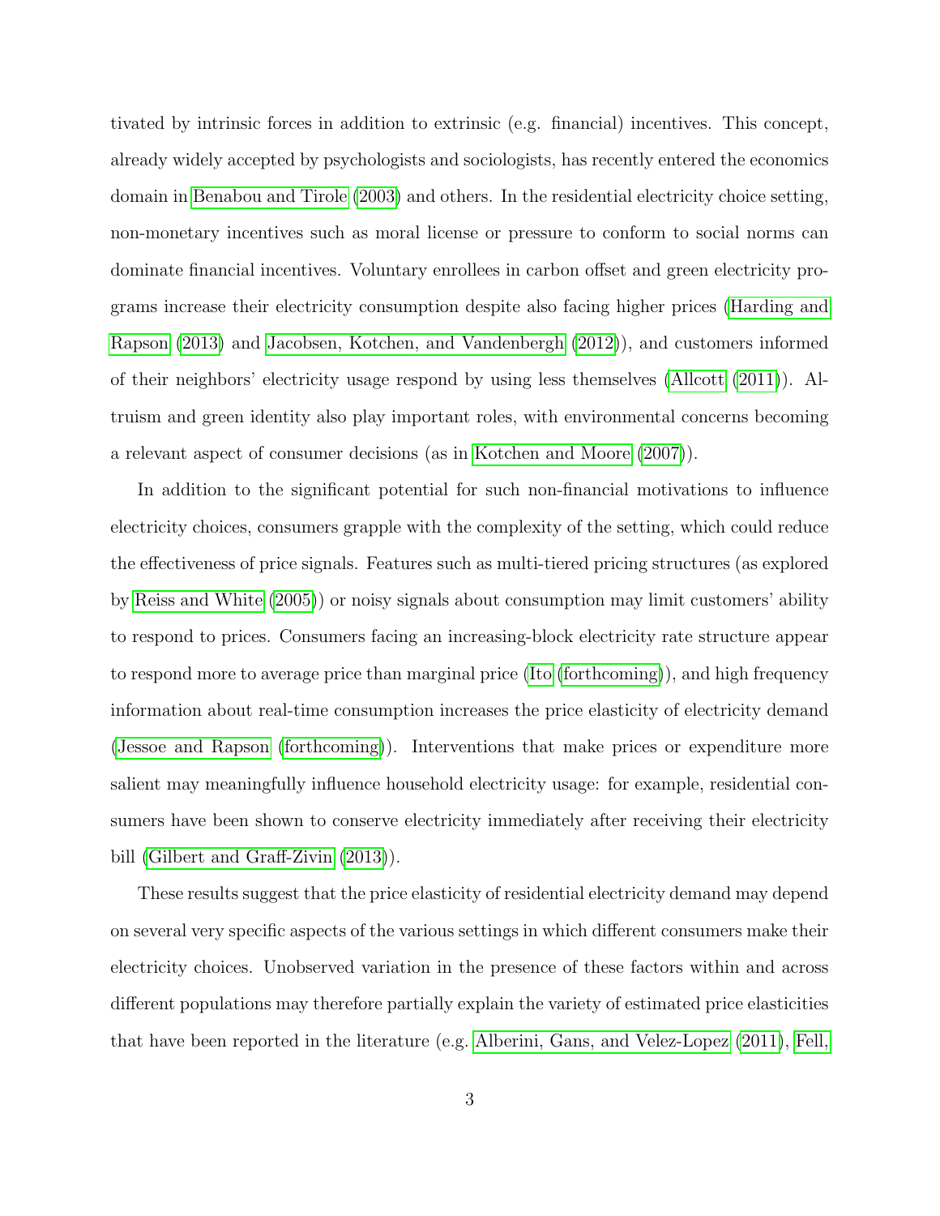tivated by intrinsic forces in addition to extrinsic (e.g. financial) incentives. This concept, already widely accepted by psychologists and sociologists, has recently entered the economics domain in Benabou and Tirole (2003) and others. In the residential electricity choice setting, non-monetary incentives such as moral license or pressure to conform to social norms can dominate financial incentives. Voluntary enrollees in carbon offset and green electricity programs increase their electricity consumption despite also facing higher prices (Harding and Rapson (2013) and Jacobsen, Kotchen, and Vandenbergh (2012)), and customers informed of their neighbors' electricity usage respond by using less themselves (Allcott (2011)). Altruism and green identity also play important roles, with environmental concerns becoming a relevant aspect of consumer decisions (as in Kotchen and Moore (2007)).

In addition to the significant potential for such non-financial motivations to influence electricity choices, consumers grapple with the complexity of the setting, which could reduce the effectiveness of price signals. Features such as multi-tiered pricing structures (as explored by Reiss and White (2005)) or noisy signals about consumption may limit customers' ability to respond to prices. Consumers facing an increasing-block electricity rate structure appear to respond more to average price than marginal price (Ito (forthcoming)), and high frequency information about real-time consumption increases the price elasticity of electricity demand (Jessoe and Rapson (forthcoming)). Interventions that make prices or expenditure more salient may meaningfully influence household electricity usage: for example, residential consumers have been shown to conserve electricity immediately after receiving their electricity bill (Gilbert and Graff-Zivin (2013)).

These results suggest that the price elasticity of residential electricity demand may depend on several very specific aspects of the various settings in which different consumers make their electricity choices. Unobserved variation in the presence of these factors within and across different populations may therefore partially explain the variety of estimated price elasticities that have been reported in the literature (e.g. Alberini, Gans, and Velez-Lopez (2011), Fell,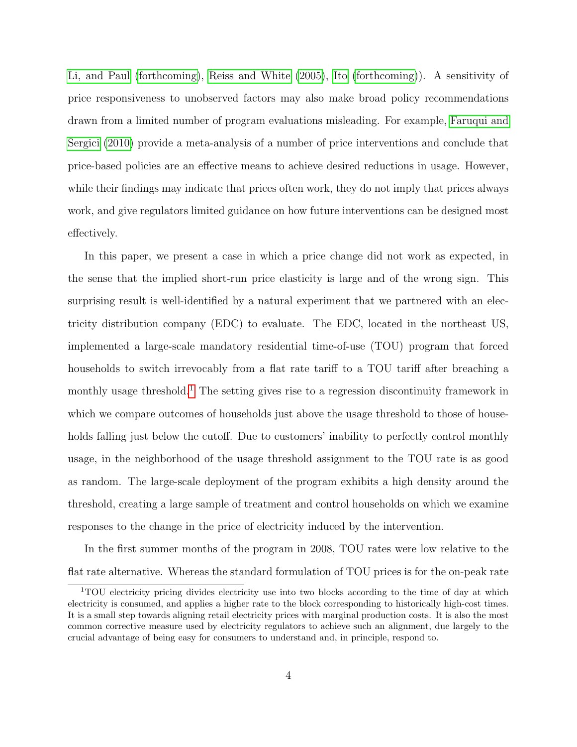Li, and Paul (forthcoming), Reiss and White (2005), Ito (forthcoming)). A sensitivity of price responsiveness to unobserved factors may also make broad policy recommendations drawn from a limited number of program evaluations misleading. For example, Faruqui and Sergici (2010) provide a meta-analysis of a number of price interventions and conclude that price-based policies are an effective means to achieve desired reductions in usage. However, while their findings may indicate that prices often work, they do not imply that prices always work, and give regulators limited guidance on how future interventions can be designed most effectively.

In this paper, we present a case in which a price change did not work as expected, in the sense that the implied short-run price elasticity is large and of the wrong sign. This surprising result is well-identified by a natural experiment that we partnered with an electricity distribution company (EDC) to evaluate. The EDC, located in the northeast US, implemented a large-scale mandatory residential time-of-use (TOU) program that forced households to switch irrevocably from a flat rate tariff to a TOU tariff after breaching a monthly usage threshold.[1] The setting gives rise to a regression discontinuity framework in which we compare outcomes of households just above the usage threshold to those of households falling just below the cutoff. Due to customers' inability to perfectly control monthly usage, in the neighborhood of the usage threshold assignment to the TOU rate is as good as random. The large-scale deployment of the program exhibits a high density around the threshold, creating a large sample of treatment and control households on which we examine responses to the change in the price of electricity induced by the intervention.

In the first summer months of the program in 2008, TOU rates were low relative to the flat rate alternative. Whereas the standard formulation of TOU prices is for the on-peak rate

[1] TOU electricity pricing divides electricity use into two blocks according to the time of day at which electricity is consumed, and applies a higher rate to the block corresponding to historically high-cost times. It is a small step towards aligning retail electricity prices with marginal production costs. It is also the most common corrective measure used by electricity regulators to achieve such an alignment, due largely to the crucial advantage of being easy for consumers to understand and, in principle, respond to.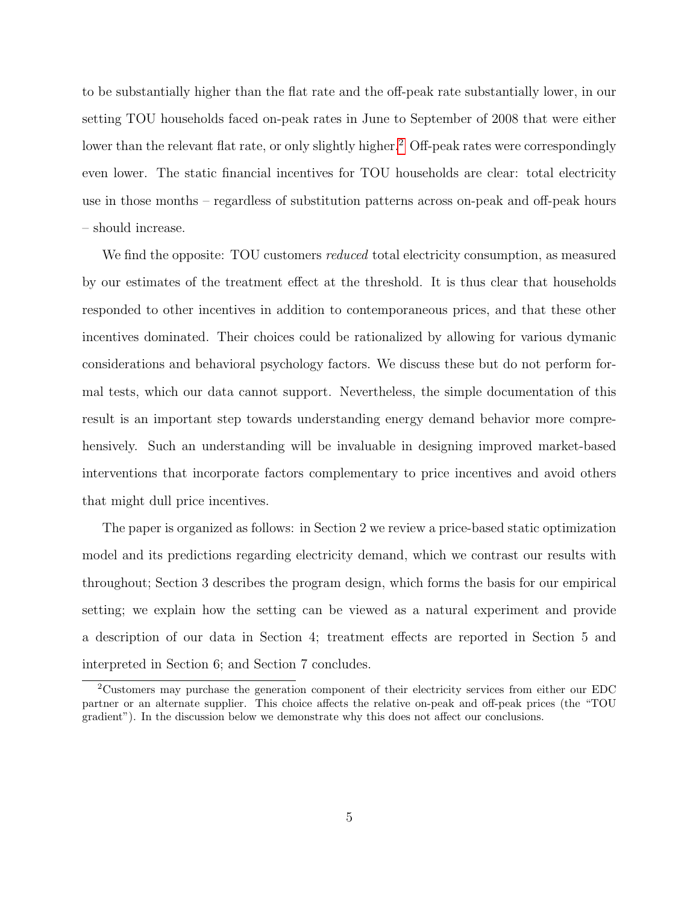to be substantially higher than the flat rate and the off-peak rate substantially lower, in our setting TOU households faced on-peak rates in June to September of 2008 that were either lower than the relevant flat rate, or only slightly higher.[2] Off-peak rates were correspondingly even lower. The static financial incentives for TOU households are clear: total electricity use in those months – regardless of substitution patterns across on-peak and off-peak hours – should increase.

We find the opposite: TOU customers *reduced* total electricity consumption, as measured by our estimates of the treatment effect at the threshold. It is thus clear that households responded to other incentives in addition to contemporaneous prices, and that these other incentives dominated. Their choices could be rationalized by allowing for various dymanic considerations and behavioral psychology factors. We discuss these but do not perform formal tests, which our data cannot support. Nevertheless, the simple documentation of this result is an important step towards understanding energy demand behavior more comprehensively. Such an understanding will be invaluable in designing improved market-based interventions that incorporate factors complementary to price incentives and avoid others that might dull price incentives.

The paper is organized as follows: in Section 2 we review a price-based static optimization model and its predictions regarding electricity demand, which we contrast our results with throughout; Section 3 describes the program design, which forms the basis for our empirical setting; we explain how the setting can be viewed as a natural experiment and provide a description of our data in Section 4; treatment effects are reported in Section 5 and interpreted in Section 6; and Section 7 concludes.

[2] Customers may purchase the generation component of their electricity services from either our EDC partner or an alternate supplier. This choice affects the relative on-peak and off-peak prices (the "TOU gradient"). In the discussion below we demonstrate why this does not affect our conclusions.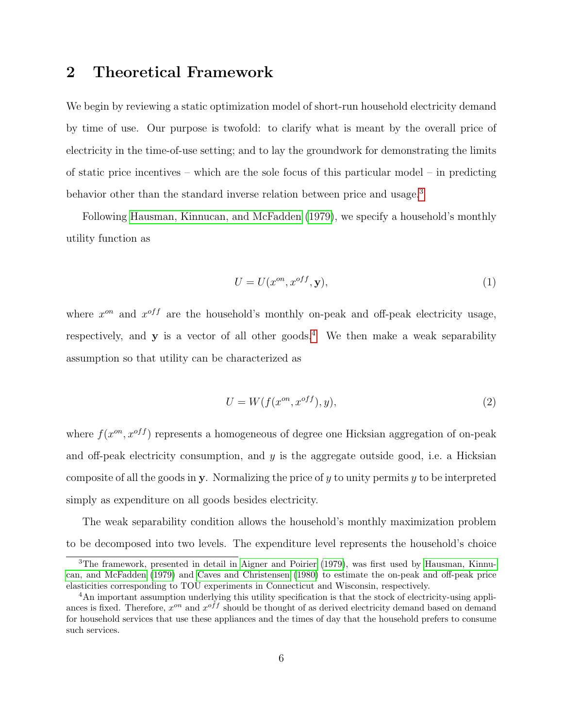## 2 Theoretical Framework

We begin by reviewing a static optimization model of short-run household electricity demand by time of use. Our purpose is twofold: to clarify what is meant by the overall price of electricity in the time-of-use setting; and to lay the groundwork for demonstrating the limits of static price incentives – which are the sole focus of this particular model – in predicting behavior other than the standard inverse relation between price and usage.[3]

Following Hausman, Kinnucan, and McFadden (1979), we specify a household's monthly utility function as

$$U = U(x^{on}, x^{off}, \mathbf{y}), \tag{1}$$

where $x^{on}$ and $x^{off}$ are the household's monthly on-peak and off-peak electricity usage, respectively, and $\mathbf{y}$ is a vector of all other goods.[4] We then make a weak separability assumption so that utility can be characterized as

$$U = W(f(x^{on}, x^{off}), y), \tag{2}$$

where $f(x^{on}, x^{off})$ represents a homogeneous of degree one Hicksian aggregation of on-peak and off-peak electricity consumption, and $y$ is the aggregate outside good, i.e. a Hicksian composite of all the goods in $\mathbf{y}$. Normalizing the price of $y$ to unity permits $y$ to be interpreted simply as expenditure on all goods besides electricity.

The weak separability condition allows the household's monthly maximization problem to be decomposed into two levels. The expenditure level represents the household's choice

[3] The framework, presented in detail in Aigner and Poirier (1979), was first used by Hausman, Kinnucan, and McFadden (1979) and Caves and Christensen (1980) to estimate the on-peak and off-peak price elasticities corresponding to TOU experiments in Connecticut and Wisconsin, respectively.

[4] An important assumption underlying this utility specification is that the stock of electricity-using appliances is fixed. Therefore, $x^{on}$ and $x^{off}$ should be thought of as derived electricity demand based on demand for household services that use these appliances and the times of day that the household prefers to consume such services.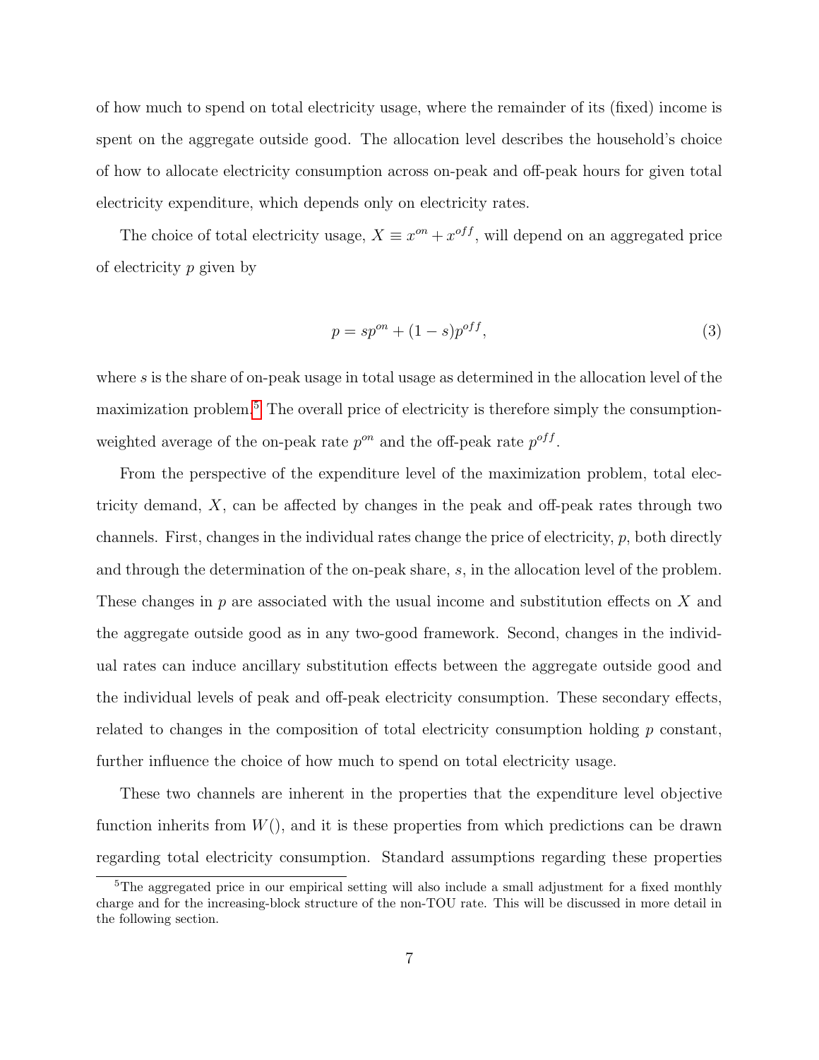of how much to spend on total electricity usage, where the remainder of its (fixed) income is spent on the aggregate outside good. The allocation level describes the household's choice of how to allocate electricity consumption across on-peak and off-peak hours for given total electricity expenditure, which depends only on electricity rates.

The choice of total electricity usage, $X \equiv x^{on} + x^{off}$, will depend on an aggregated price of electricity $p$ given by

$$p = sp^{on} + (1 - s)p^{off}, \tag{3}$$

where $s$ is the share of on-peak usage in total usage as determined in the allocation level of the maximization problem.[5] The overall price of electricity is therefore simply the consumption-weighted average of the on-peak rate $p^{on}$ and the off-peak rate $p^{off}$.

From the perspective of the expenditure level of the maximization problem, total electricity demand, $X$, can be affected by changes in the peak and off-peak rates through two channels. First, changes in the individual rates change the price of electricity, $p$, both directly and through the determination of the on-peak share, $s$, in the allocation level of the problem. These changes in $p$ are associated with the usual income and substitution effects on $X$ and the aggregate outside good as in any two-good framework. Second, changes in the individual rates can induce ancillary substitution effects between the aggregate outside good and the individual levels of peak and off-peak electricity consumption. These secondary effects, related to changes in the composition of total electricity consumption holding $p$ constant, further influence the choice of how much to spend on total electricity usage.

These two channels are inherent in the properties that the expenditure level objective function inherits from $W()$, and it is these properties from which predictions can be drawn regarding total electricity consumption. Standard assumptions regarding these properties

[5] The aggregated price in our empirical setting will also include a small adjustment for a fixed monthly charge and for the increasing-block structure of the non-TOU rate. This will be discussed in more detail in the following section.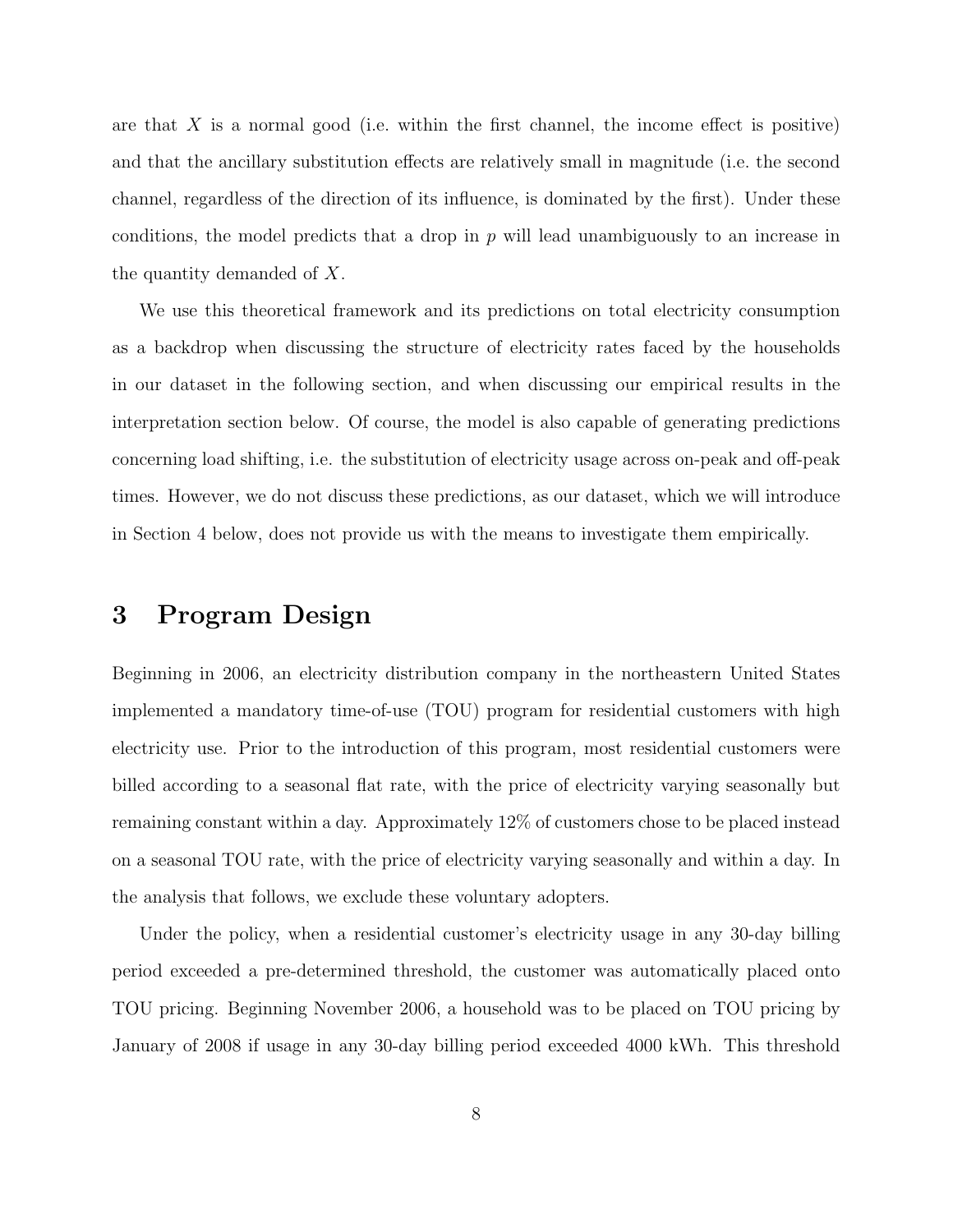are that $X$ is a normal good (i.e. within the first channel, the income effect is positive) and that the ancillary substitution effects are relatively small in magnitude (i.e. the second channel, regardless of the direction of its influence, is dominated by the first). Under these conditions, the model predicts that a drop in $p$ will lead unambiguously to an increase in the quantity demanded of $X$.

We use this theoretical framework and its predictions on total electricity consumption as a backdrop when discussing the structure of electricity rates faced by the households in our dataset in the following section, and when discussing our empirical results in the interpretation section below. Of course, the model is also capable of generating predictions concerning load shifting, i.e. the substitution of electricity usage across on-peak and off-peak times. However, we do not discuss these predictions, as our dataset, which we will introduce in Section 4 below, does not provide us with the means to investigate them empirically.

# 3 Program Design

Beginning in 2006, an electricity distribution company in the northeastern United States implemented a mandatory time-of-use (TOU) program for residential customers with high electricity use. Prior to the introduction of this program, most residential customers were billed according to a seasonal flat rate, with the price of electricity varying seasonally but remaining constant within a day. Approximately 12% of customers chose to be placed instead on a seasonal TOU rate, with the price of electricity varying seasonally and within a day. In the analysis that follows, we exclude these voluntary adopters.

Under the policy, when a residential customer's electricity usage in any 30-day billing period exceeded a pre-determined threshold, the customer was automatically placed onto TOU pricing. Beginning November 2006, a household was to be placed on TOU pricing by January of 2008 if usage in any 30-day billing period exceeded 4000 kWh. This threshold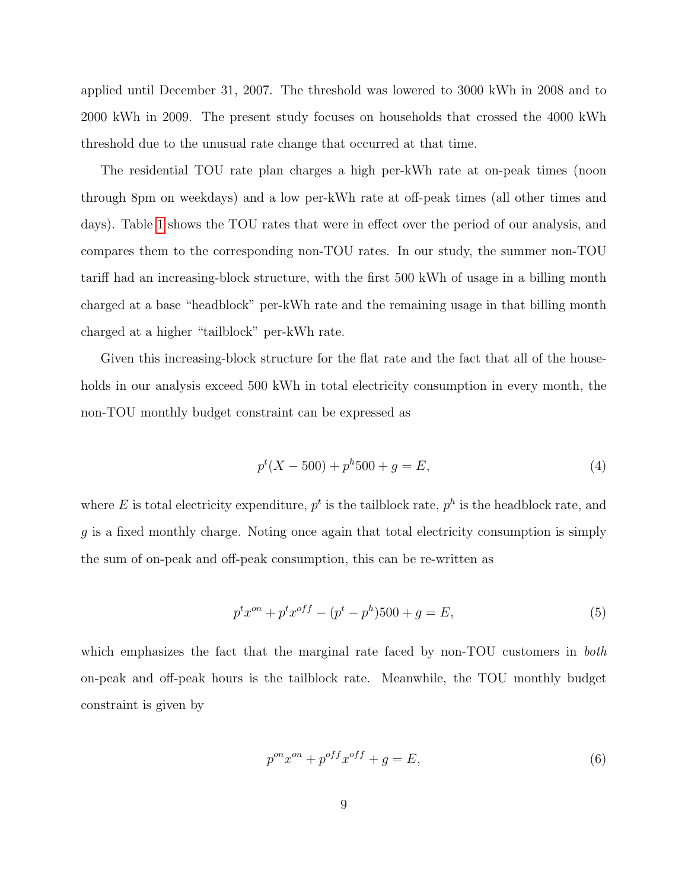applied until December 31, 2007. The threshold was lowered to 3000 kWh in 2008 and to 2000 kWh in 2009. The present study focuses on households that crossed the 4000 kWh threshold due to the unusual rate change that occurred at that time.

The residential TOU rate plan charges a high per-kWh rate at on-peak times (noon through 8pm on weekdays) and a low per-kWh rate at off-peak times (all other times and days). Table 1 shows the TOU rates that were in effect over the period of our analysis, and compares them to the corresponding non-TOU rates. In our study, the summer non-TOU tariff had an increasing-block structure, with the first 500 kWh of usage in a billing month charged at a base "headblock" per-kWh rate and the remaining usage in that billing month charged at a higher "tailblock" per-kWh rate.

Given this increasing-block structure for the flat rate and the fact that all of the households in our analysis exceed 500 kWh in total electricity consumption in every month, the non-TOU monthly budget constraint can be expressed as

$$p^t(X - 500) + p^h 500 + g = E, \tag{4}$$

where $E$ is total electricity expenditure, $p^t$ is the tailblock rate, $p^h$ is the headblock rate, and $g$ is a fixed monthly charge. Noting once again that total electricity consumption is simply the sum of on-peak and off-peak consumption, this can be re-written as

$$p^t x^{on} + p^t x^{off} - (p^t - p^h)500 + g = E, \tag{5}$$

which emphasizes the fact that the marginal rate faced by non-TOU customers in *both* on-peak and off-peak hours is the tailblock rate. Meanwhile, the TOU monthly budget constraint is given by

$$p^{on} x^{on} + p^{off} x^{off} + g = E, \tag{6}$$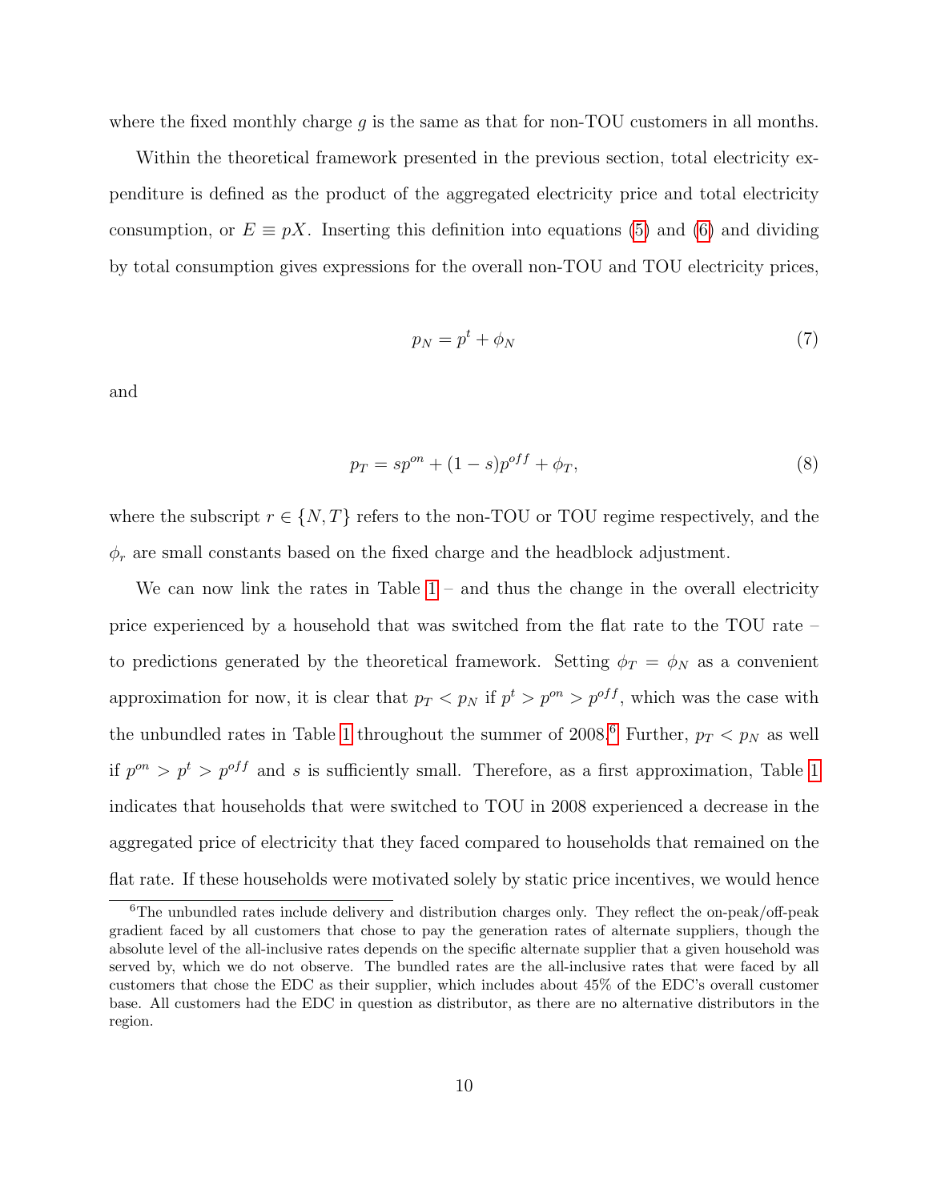where the fixed monthly charge $g$ is the same as that for non-TOU customers in all months.

Within the theoretical framework presented in the previous section, total electricity expenditure is defined as the product of the aggregated electricity price and total electricity consumption, or $E \equiv pX$. Inserting this definition into equations (5) and (6) and dividing by total consumption gives expressions for the overall non-TOU and TOU electricity prices,

$$p_N = p^t + \phi_N \tag{7}$$

and

$$p_T = sp^{on} + (1-s)p^{off} + \phi_T, \tag{8}$$

where the subscript $r \in \{N, T\}$ refers to the non-TOU or TOU regime respectively, and the $\phi_r$ are small constants based on the fixed charge and the headblock adjustment.

We can now link the rates in Table 1 – and thus the change in the overall electricity price experienced by a household that was switched from the flat rate to the TOU rate – to predictions generated by the theoretical framework. Setting $\phi_T = \phi_N$ as a convenient approximation for now, it is clear that $p_T < p_N$ if $p^t > p^{on} > p^{off}$, which was the case with the unbundled rates in Table 1 throughout the summer of 2008.[6] Further, $p_T < p_N$ as well if $p^{on} > p^t > p^{off}$ and $s$ is sufficiently small. Therefore, as a first approximation, Table 1 indicates that households that were switched to TOU in 2008 experienced a decrease in the aggregated price of electricity that they faced compared to households that remained on the flat rate. If these households were motivated solely by static price incentives, we would hence

[6]The unbundled rates include delivery and distribution charges only. They reflect the on-peak/off-peak gradient faced by all customers that chose to pay the generation rates of alternate suppliers, though the absolute level of the all-inclusive rates depends on the specific alternate supplier that a given household was served by, which we do not observe. The bundled rates are the all-inclusive rates that were faced by all customers that chose the EDC as their supplier, which includes about 45% of the EDC's overall customer base. All customers had the EDC in question as distributor, as there are no alternative distributors in the region.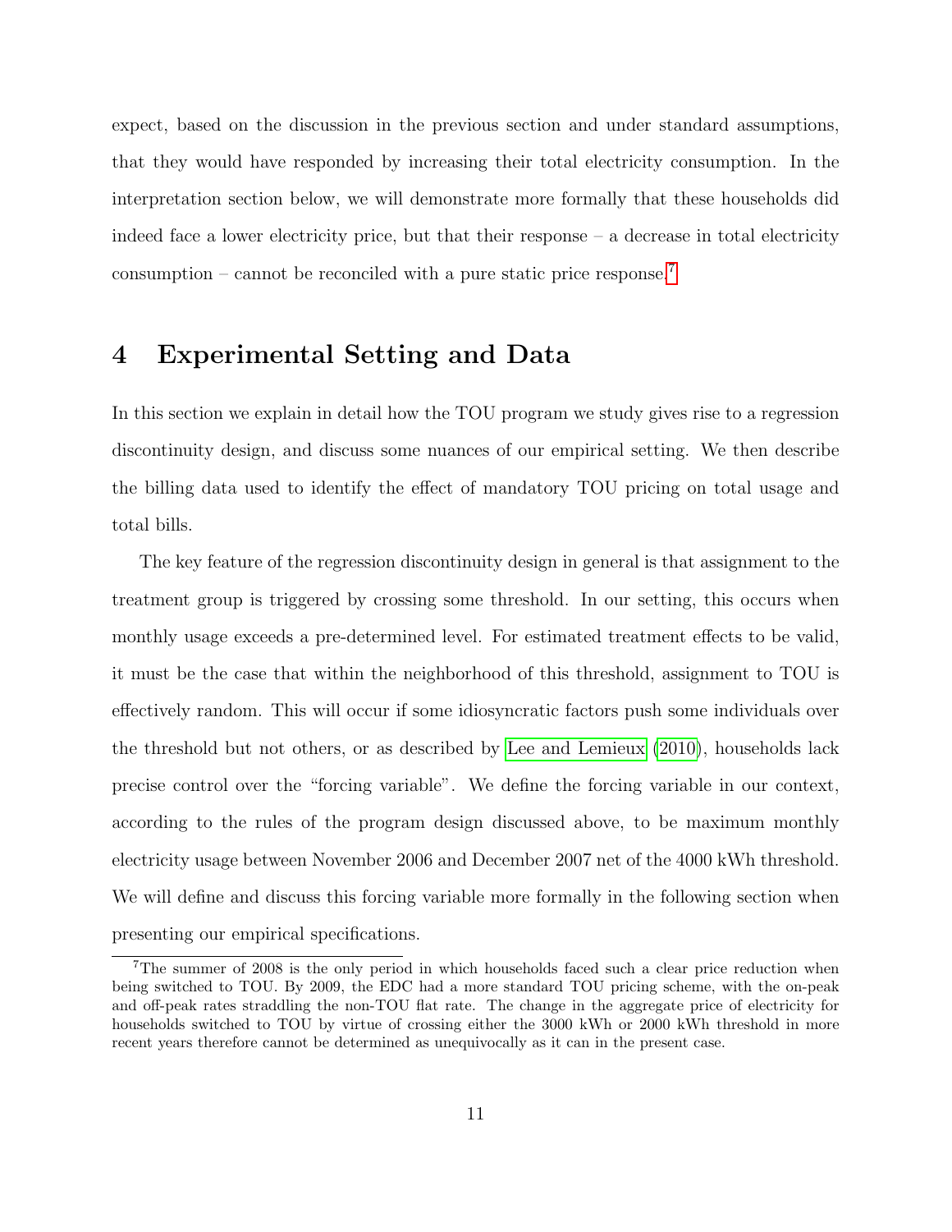expect, based on the discussion in the previous section and under standard assumptions, that they would have responded by increasing their total electricity consumption. In the interpretation section below, we will demonstrate more formally that these households did indeed face a lower electricity price, but that their response – a decrease in total electricity consumption – cannot be reconciled with a pure static price response.[7]

# 4 Experimental Setting and Data

In this section we explain in detail how the TOU program we study gives rise to a regression discontinuity design, and discuss some nuances of our empirical setting. We then describe the billing data used to identify the effect of mandatory TOU pricing on total usage and total bills.

The key feature of the regression discontinuity design in general is that assignment to the treatment group is triggered by crossing some threshold. In our setting, this occurs when monthly usage exceeds a pre-determined level. For estimated treatment effects to be valid, it must be the case that within the neighborhood of this threshold, assignment to TOU is effectively random. This will occur if some idiosyncratic factors push some individuals over the threshold but not others, or as described by Lee and Lemieux (2010), households lack precise control over the "forcing variable". We define the forcing variable in our context, according to the rules of the program design discussed above, to be maximum monthly electricity usage between November 2006 and December 2007 net of the 4000 kWh threshold. We will define and discuss this forcing variable more formally in the following section when presenting our empirical specifications.

[7] The summer of 2008 is the only period in which households faced such a clear price reduction when being switched to TOU. By 2009, the EDC had a more standard TOU pricing scheme, with the on-peak and off-peak rates straddling the non-TOU flat rate. The change in the aggregate price of electricity for households switched to TOU by virtue of crossing either the 3000 kWh or 2000 kWh threshold in more recent years therefore cannot be determined as unequivocally as it can in the present case.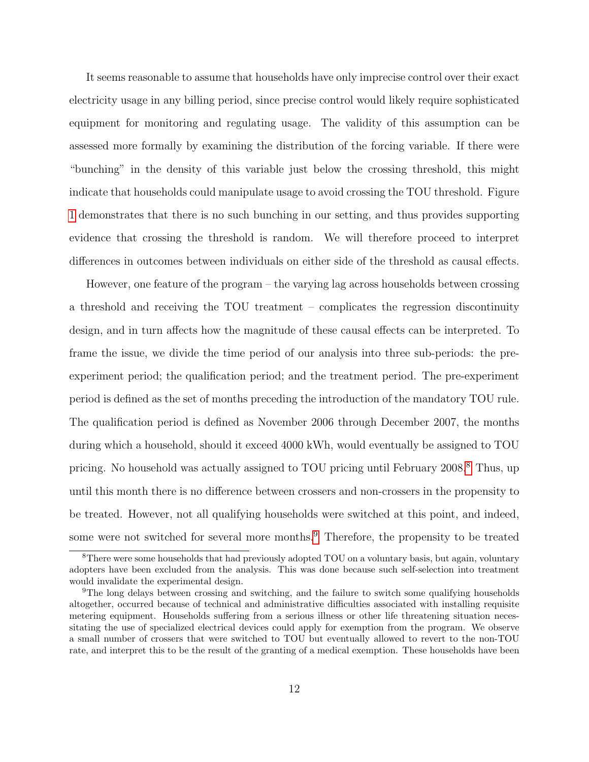It seems reasonable to assume that households have only imprecise control over their exact electricity usage in any billing period, since precise control would likely require sophisticated equipment for monitoring and regulating usage. The validity of this assumption can be assessed more formally by examining the distribution of the forcing variable. If there were "bunching" in the density of this variable just below the crossing threshold, this might indicate that households could manipulate usage to avoid crossing the TOU threshold. Figure 1 demonstrates that there is no such bunching in our setting, and thus provides supporting evidence that crossing the threshold is random. We will therefore proceed to interpret differences in outcomes between individuals on either side of the threshold as causal effects.

However, one feature of the program – the varying lag across households between crossing a threshold and receiving the TOU treatment – complicates the regression discontinuity design, and in turn affects how the magnitude of these causal effects can be interpreted. To frame the issue, we divide the time period of our analysis into three sub-periods: the pre-experiment period; the qualification period; and the treatment period. The pre-experiment period is defined as the set of months preceding the introduction of the mandatory TOU rule. The qualification period is defined as November 2006 through December 2007, the months during which a household, should it exceed 4000 kWh, would eventually be assigned to TOU pricing. No household was actually assigned to TOU pricing until February 2008.[8] Thus, up until this month there is no difference between crossers and non-crossers in the propensity to be treated. However, not all qualifying households were switched at this point, and indeed, some were not switched for several more months.[9] Therefore, the propensity to be treated

[8]There were some households that had previously adopted TOU on a voluntary basis, but again, voluntary adopters have been excluded from the analysis. This was done because such self-selection into treatment would invalidate the experimental design.

[9]The long delays between crossing and switching, and the failure to switch some qualifying households altogether, occurred because of technical and administrative difficulties associated with installing requisite metering equipment. Households suffering from a serious illness or other life threatening situation necessitating the use of specialized electrical devices could apply for exemption from the program. We observe a small number of crossers that were switched to TOU but eventually allowed to revert to the non-TOU rate, and interpret this to be the result of the granting of a medical exemption. These households have been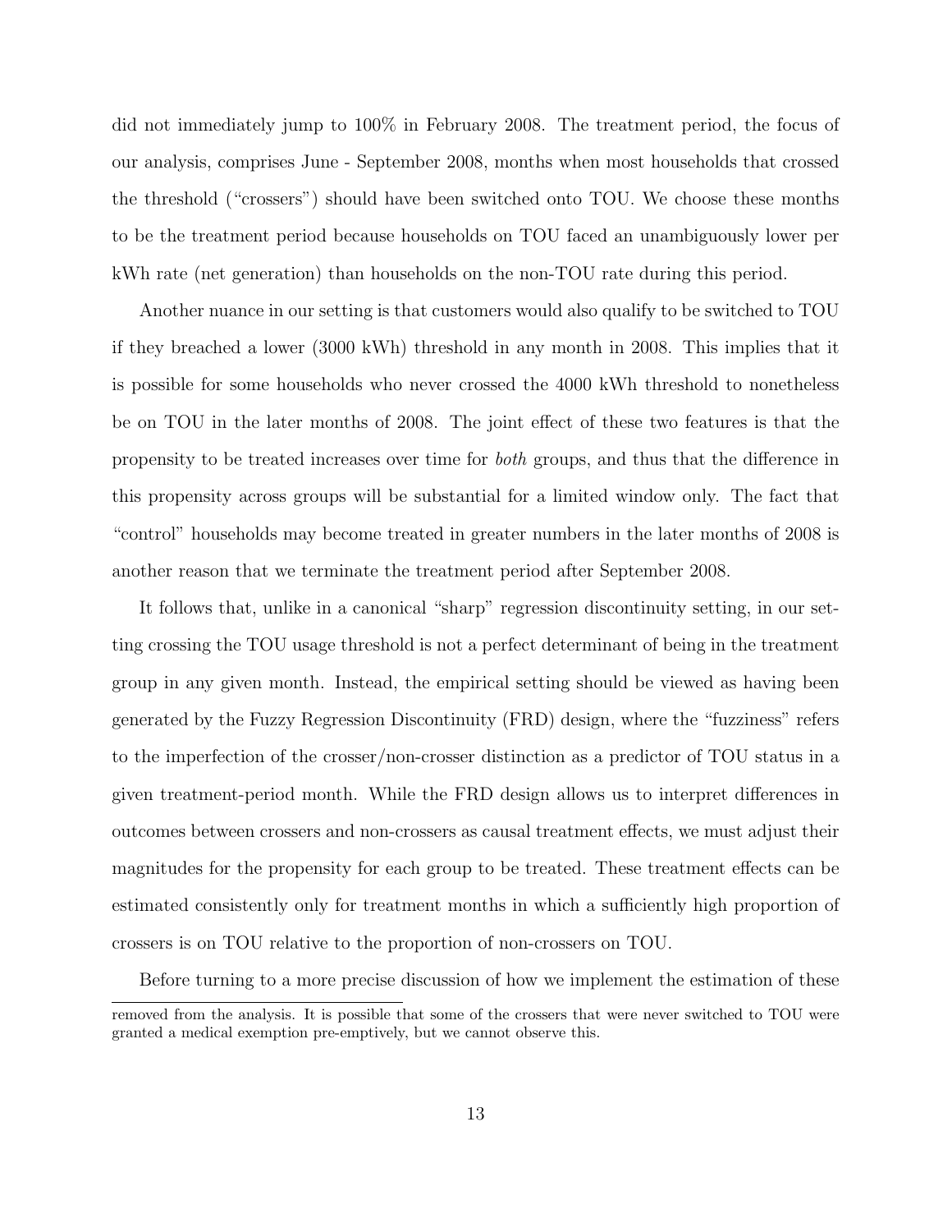did not immediately jump to 100% in February 2008. The treatment period, the focus of our analysis, comprises June - September 2008, months when most households that crossed the threshold ("crossers") should have been switched onto TOU. We choose these months to be the treatment period because households on TOU faced an unambiguously lower per kWh rate (net generation) than households on the non-TOU rate during this period.

Another nuance in our setting is that customers would also qualify to be switched to TOU if they breached a lower (3000 kWh) threshold in any month in 2008. This implies that it is possible for some households who never crossed the 4000 kWh threshold to nonetheless be on TOU in the later months of 2008. The joint effect of these two features is that the propensity to be treated increases over time for *both* groups, and thus that the difference in this propensity across groups will be substantial for a limited window only. The fact that "control" households may become treated in greater numbers in the later months of 2008 is another reason that we terminate the treatment period after September 2008.

It follows that, unlike in a canonical "sharp" regression discontinuity setting, in our setting crossing the TOU usage threshold is not a perfect determinant of being in the treatment group in any given month. Instead, the empirical setting should be viewed as having been generated by the Fuzzy Regression Discontinuity (FRD) design, where the "fuzziness" refers to the imperfection of the crosser/non-crosser distinction as a predictor of TOU status in a given treatment-period month. While the FRD design allows us to interpret differences in outcomes between crossers and non-crossers as causal treatment effects, we must adjust their magnitudes for the propensity for each group to be treated. These treatment effects can be estimated consistently only for treatment months in which a sufficiently high proportion of crossers is on TOU relative to the proportion of non-crossers on TOU.

Before turning to a more precise discussion of how we implement the estimation of these

removed from the analysis. It is possible that some of the crossers that were never switched to TOU were granted a medical exemption pre-emptively, but we cannot observe this.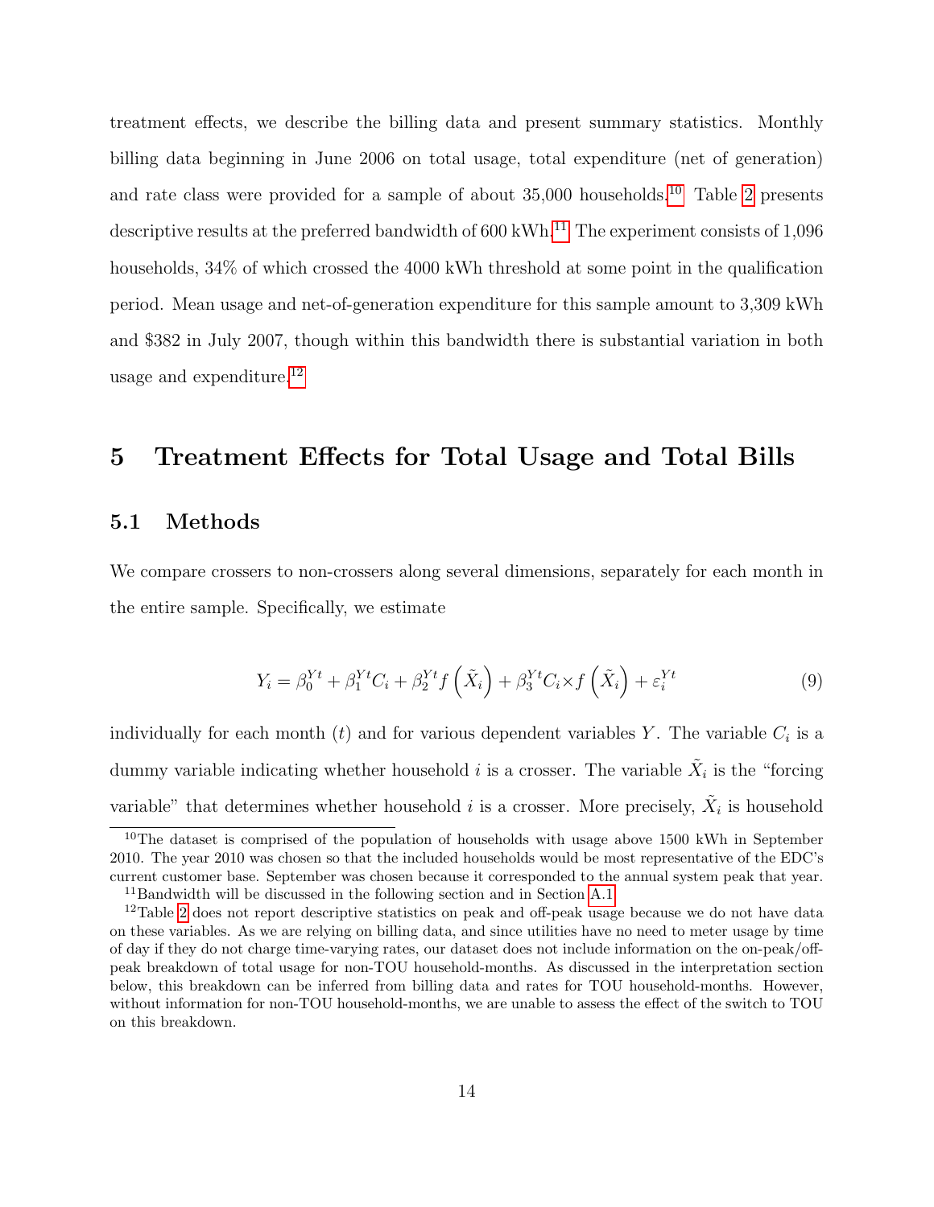treatment effects, we describe the billing data and present summary statistics. Monthly billing data beginning in June 2006 on total usage, total expenditure (net of generation) and rate class were provided for a sample of about 35,000 households.[10] Table 2 presents descriptive results at the preferred bandwidth of 600 kWh.[11] The experiment consists of 1,096 households, 34% of which crossed the 4000 kWh threshold at some point in the qualification period. Mean usage and net-of-generation expenditure for this sample amount to 3,309 kWh and $382 in July 2007, though within this bandwidth there is substantial variation in both usage and expenditure.[12]

# 5 Treatment Effects for Total Usage and Total Bills

## 5.1 Methods

We compare crossers to non-crossers along several dimensions, separately for each month in the entire sample. Specifically, we estimate

$$Y_i = \beta_0^{Yt} + \beta_1^{Yt} C_i + \beta_2^{Yt} f\left(\tilde{X}_i\right) + \beta_3^{Yt} C_i \times f\left(\tilde{X}_i\right) + \varepsilon_i^{Yt} \tag{9}$$

individually for each month ($t$) and for various dependent variables $Y$. The variable $C_i$ is a dummy variable indicating whether household $i$ is a crosser. The variable $\tilde{X}_i$ is the "forcing variable" that determines whether household $i$ is a crosser. More precisely, $\tilde{X}_i$ is household

---

[10] The dataset is comprised of the population of households with usage above 1500 kWh in September 2010. The year 2010 was chosen so that the included households would be most representative of the EDC's current customer base. September was chosen because it corresponded to the annual system peak that year.

[11] Bandwidth will be discussed in the following section and in Section A.1.

[12] Table 2 does not report descriptive statistics on peak and off-peak usage because we do not have data on these variables. As we are relying on billing data, and since utilities have no need to meter usage by time of day if they do not charge time-varying rates, our dataset does not include information on the on-peak/off-peak breakdown of total usage for non-TOU household-months. As discussed in the interpretation section below, this breakdown can be inferred from billing data and rates for TOU household-months. However, without information for non-TOU household-months, we are unable to assess the effect of the switch to TOU on this breakdown.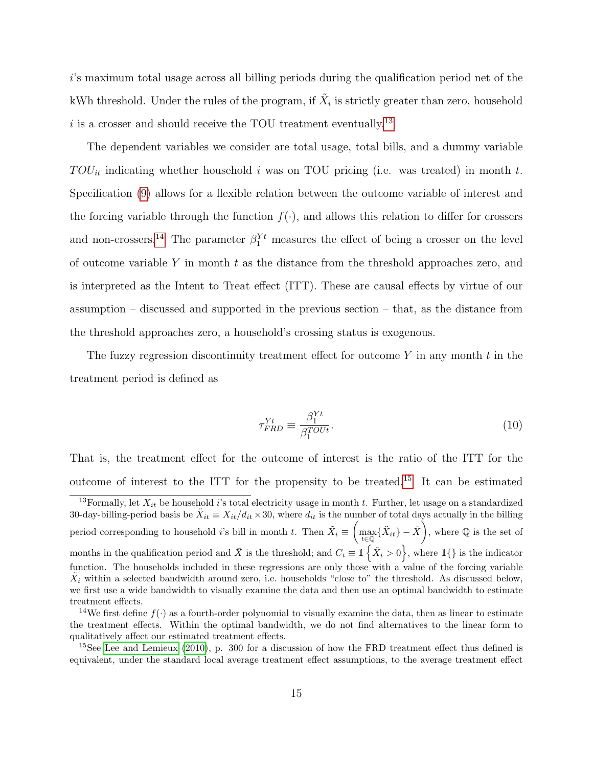$i$'s maximum total usage across all billing periods during the qualification period net of the kWh threshold. Under the rules of the program, if $\tilde{X}_i$ is strictly greater than zero, household $i$ is a crosser and should receive the TOU treatment eventually.[13]

The dependent variables we consider are total usage, total bills, and a dummy variable $TOU_{it}$ indicating whether household $i$ was on TOU pricing (i.e. was treated) in month $t$. Specification (9) allows for a flexible relation between the outcome variable of interest and the forcing variable through the function $f(\cdot)$, and allows this relation to differ for crossers and non-crossers.[14] The parameter $\beta_1^{Yt}$ measures the effect of being a crosser on the level of outcome variable $Y$ in month $t$ as the distance from the threshold approaches zero, and is interpreted as the Intent to Treat effect (ITT). These are causal effects by virtue of our assumption – discussed and supported in the previous section – that, as the distance from the threshold approaches zero, a household's crossing status is exogenous.

The fuzzy regression discontinuity treatment effect for outcome $Y$ in any month $t$ in the treatment period is defined as

$$\tau_{FRD}^{Yt} \equiv \frac{\beta_1^{Yt}}{\beta_1^{TOUt}}. \tag{10}$$

That is, the treatment effect for the outcome of interest is the ratio of the ITT for the outcome of interest to the ITT for the propensity to be treated.[15] It can be estimated

[13] Formally, let $X_{it}$ be household $i$'s total electricity usage in month $t$. Further, let usage on a standardized 30-day-billing-period basis be $\ddot{X}_{it} \equiv X_{it}/d_{it} \times 30$, where $d_{it}$ is the number of total days actually in the billing period corresponding to household $i$'s bill in month $t$. Then $\tilde{X}_i \equiv \left(\max_{t \in \mathbb{Q}}\{\ddot{X}_{it}\} - \bar{X}\right)$, where $\mathbb{Q}$ is the set of months in the qualification period and $\bar{X}$ is the threshold; and $C_i \equiv \mathbb{1}\left\{\tilde{X}_i > 0\right\}$, where $\mathbb{1}\{\}$ is the indicator function. The households included in these regressions are only those with a value of the forcing variable $\tilde{X}_i$ within a selected bandwidth around zero, i.e. households "close to" the threshold. As discussed below, we first use a wide bandwidth to visually examine the data and then use an optimal bandwidth to estimate treatment effects.

[14] We first define $f(\cdot)$ as a fourth-order polynomial to visually examine the data, then as linear to estimate the treatment effects. Within the optimal bandwidth, we do not find alternatives to the linear form to qualitatively affect our estimated treatment effects.

[15] See Lee and Lemieux (2010), p. 300 for a discussion of how the FRD treatment effect thus defined is equivalent, under the standard local average treatment effect assumptions, to the average treatment effect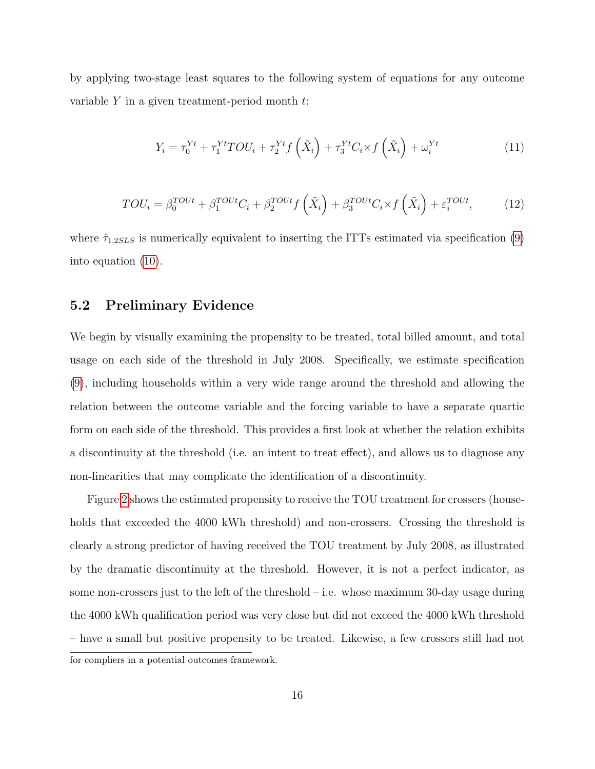by applying two-stage least squares to the following system of equations for any outcome variable $Y$ in a given treatment-period month $t$:

$$Y_i = \tau_0^{Yt} + \tau_1^{Yt} TOU_i + \tau_2^{Yt} f\left(\tilde{X}_i\right) + \tau_3^{Yt} C_i \times f\left(\tilde{X}_i\right) + \omega_i^{Yt} \tag{11}$$

$$TOU_i = \beta_0^{TOUt} + \beta_1^{TOUt} C_i + \beta_2^{TOUt} f\left(\tilde{X}_i\right) + \beta_3^{TOUt} C_i \times f\left(\tilde{X}_i\right) + \varepsilon_i^{TOUt}, \tag{12}$$

where $\hat{\tau}_{1,2SLS}$ is numerically equivalent to inserting the ITTs estimated via specification (9) into equation (10).

## 5.2 Preliminary Evidence

We begin by visually examining the propensity to be treated, total billed amount, and total usage on each side of the threshold in July 2008. Specifically, we estimate specification (9), including households within a very wide range around the threshold and allowing the relation between the outcome variable and the forcing variable to have a separate quartic form on each side of the threshold. This provides a first look at whether the relation exhibits a discontinuity at the threshold (i.e. an intent to treat effect), and allows us to diagnose any non-linearities that may complicate the identification of a discontinuity.

Figure 2 shows the estimated propensity to receive the TOU treatment for crossers (households that exceeded the 4000 kWh threshold) and non-crossers. Crossing the threshold is clearly a strong predictor of having received the TOU treatment by July 2008, as illustrated by the dramatic discontinuity at the threshold. However, it is not a perfect indicator, as some non-crossers just to the left of the threshold – i.e. whose maximum 30-day usage during the 4000 kWh qualification period was very close but did not exceed the 4000 kWh threshold – have a small but positive propensity to be treated. Likewise, a few crossers still had not

for compliers in a potential outcomes framework.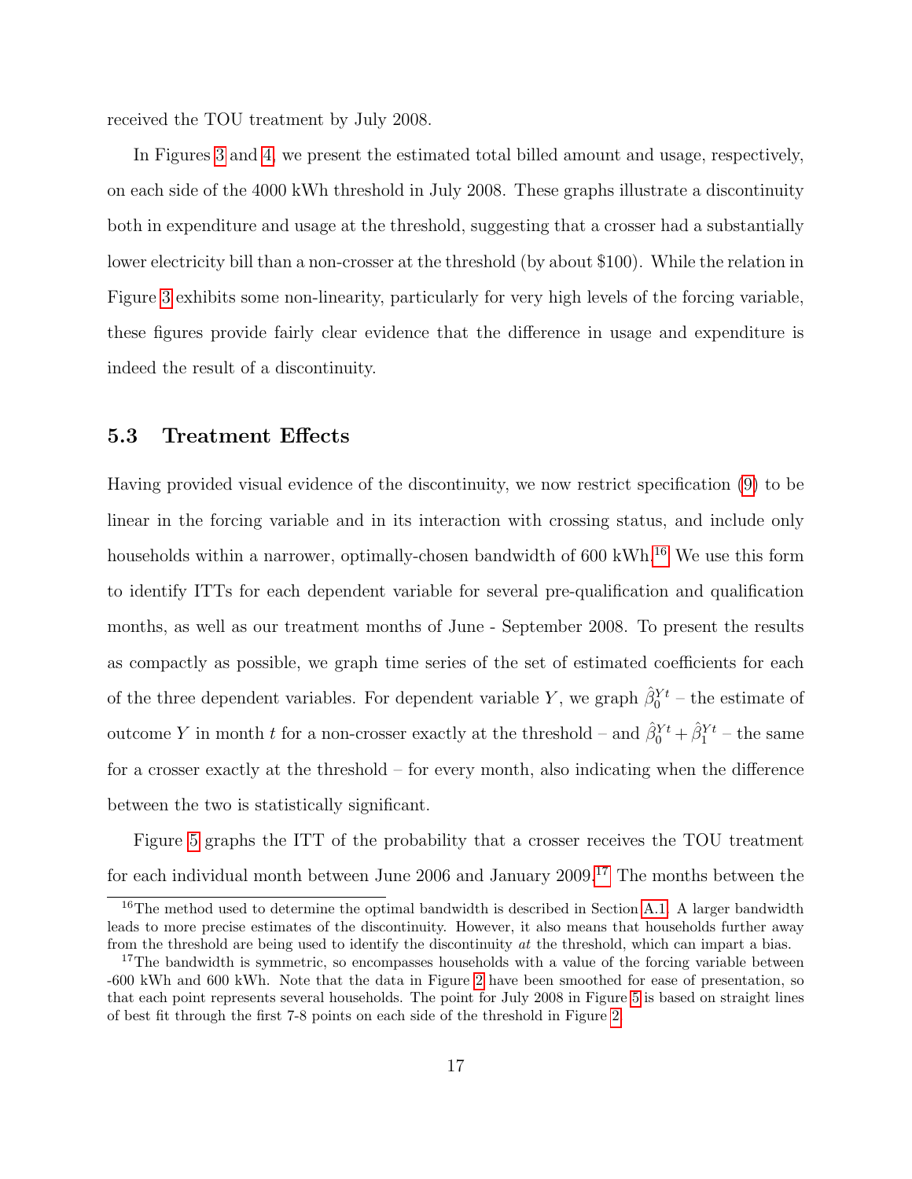received the TOU treatment by July 2008.

In Figures 3 and 4, we present the estimated total billed amount and usage, respectively, on each side of the 4000 kWh threshold in July 2008. These graphs illustrate a discontinuity both in expenditure and usage at the threshold, suggesting that a crosser had a substantially lower electricity bill than a non-crosser at the threshold (by about $100). While the relation in Figure 3 exhibits some non-linearity, particularly for very high levels of the forcing variable, these figures provide fairly clear evidence that the difference in usage and expenditure is indeed the result of a discontinuity.

### 5.3 Treatment Effects

Having provided visual evidence of the discontinuity, we now restrict specification (9) to be linear in the forcing variable and in its interaction with crossing status, and include only households within a narrower, optimally-chosen bandwidth of 600 kWh.[16] We use this form to identify ITTs for each dependent variable for several pre-qualification and qualification months, as well as our treatment months of June - September 2008. To present the results as compactly as possible, we graph time series of the set of estimated coefficients for each of the three dependent variables. For dependent variable $Y$, we graph $\hat{\beta}_0^{Yt}$ – the estimate of outcome $Y$ in month $t$ for a non-crosser exactly at the threshold – and $\hat{\beta}_0^{Yt} + \hat{\beta}_1^{Yt}$ – the same for a crosser exactly at the threshold – for every month, also indicating when the difference between the two is statistically significant.

Figure 5 graphs the ITT of the probability that a crosser receives the TOU treatment for each individual month between June 2006 and January 2009.[17] The months between the

[16] The method used to determine the optimal bandwidth is described in Section A.1. A larger bandwidth leads to more precise estimates of the discontinuity. However, it also means that households further away from the threshold are being used to identify the discontinuity *at* the threshold, which can impart a bias.

[17] The bandwidth is symmetric, so encompasses households with a value of the forcing variable between -600 kWh and 600 kWh. Note that the data in Figure 2 have been smoothed for ease of presentation, so that each point represents several households. The point for July 2008 in Figure 5 is based on straight lines of best fit through the first 7-8 points on each side of the threshold in Figure 2.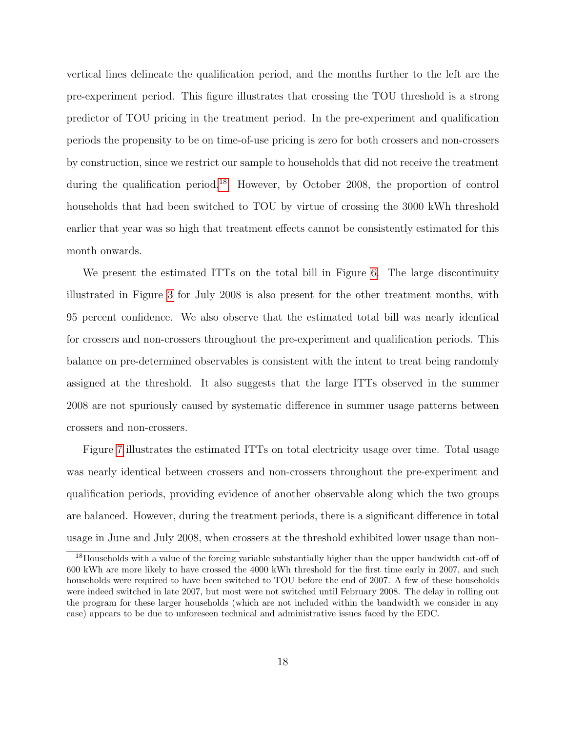vertical lines delineate the qualification period, and the months further to the left are the pre-experiment period. This figure illustrates that crossing the TOU threshold is a strong predictor of TOU pricing in the treatment period. In the pre-experiment and qualification periods the propensity to be on time-of-use pricing is zero for both crossers and non-crossers by construction, since we restrict our sample to households that did not receive the treatment during the qualification period.[18] However, by October 2008, the proportion of control households that had been switched to TOU by virtue of crossing the 3000 kWh threshold earlier that year was so high that treatment effects cannot be consistently estimated for this month onwards.

We present the estimated ITTs on the total bill in Figure 6. The large discontinuity illustrated in Figure 3 for July 2008 is also present for the other treatment months, with 95 percent confidence. We also observe that the estimated total bill was nearly identical for crossers and non-crossers throughout the pre-experiment and qualification periods. This balance on pre-determined observables is consistent with the intent to treat being randomly assigned at the threshold. It also suggests that the large ITTs observed in the summer 2008 are not spuriously caused by systematic difference in summer usage patterns between crossers and non-crossers.

Figure 7 illustrates the estimated ITTs on total electricity usage over time. Total usage was nearly identical between crossers and non-crossers throughout the pre-experiment and qualification periods, providing evidence of another observable along which the two groups are balanced. However, during the treatment periods, there is a significant difference in total usage in June and July 2008, when crossers at the threshold exhibited lower usage than non-

[18] Households with a value of the forcing variable substantially higher than the upper bandwidth cut-off of 600 kWh are more likely to have crossed the 4000 kWh threshold for the first time early in 2007, and such households were required to have been switched to TOU before the end of 2007. A few of these households were indeed switched in late 2007, but most were not switched until February 2008. The delay in rolling out the program for these larger households (which are not included within the bandwidth we consider in any case) appears to be due to unforeseen technical and administrative issues faced by the EDC.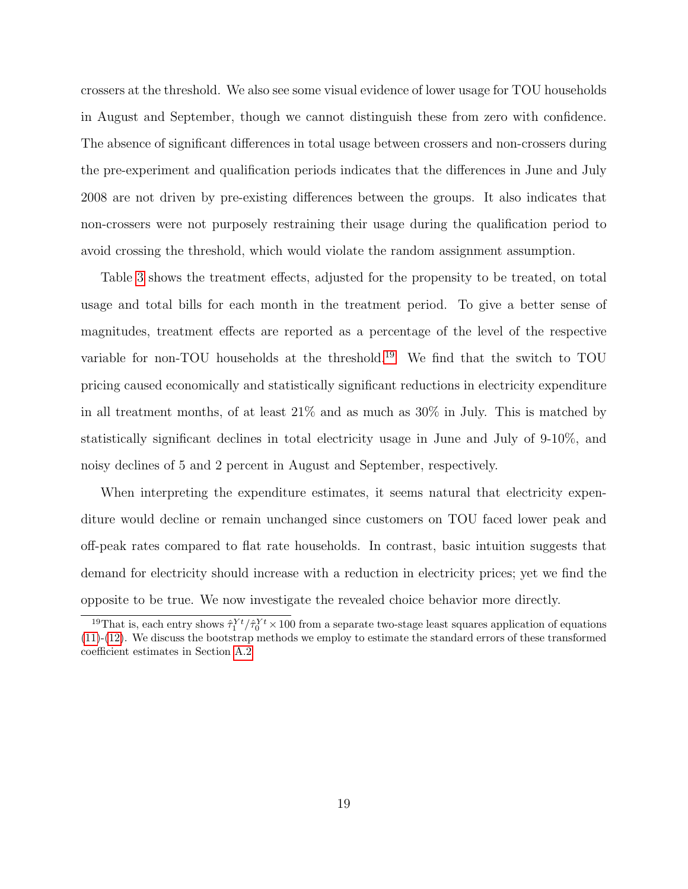crossers at the threshold. We also see some visual evidence of lower usage for TOU households in August and September, though we cannot distinguish these from zero with confidence. The absence of significant differences in total usage between crossers and non-crossers during the pre-experiment and qualification periods indicates that the differences in June and July 2008 are not driven by pre-existing differences between the groups. It also indicates that non-crossers were not purposely restraining their usage during the qualification period to avoid crossing the threshold, which would violate the random assignment assumption.

Table 3 shows the treatment effects, adjusted for the propensity to be treated, on total usage and total bills for each month in the treatment period. To give a better sense of magnitudes, treatment effects are reported as a percentage of the level of the respective variable for non-TOU households at the threshold.[19] We find that the switch to TOU pricing caused economically and statistically significant reductions in electricity expenditure in all treatment months, of at least 21% and as much as 30% in July. This is matched by statistically significant declines in total electricity usage in June and July of 9-10%, and noisy declines of 5 and 2 percent in August and September, respectively.

When interpreting the expenditure estimates, it seems natural that electricity expenditure would decline or remain unchanged since customers on TOU faced lower peak and off-peak rates compared to flat rate households. In contrast, basic intuition suggests that demand for electricity should increase with a reduction in electricity prices; yet we find the opposite to be true. We now investigate the revealed choice behavior more directly.

[19] That is, each entry shows $\hat{\tau}_1^{Yt}/\hat{\tau}_0^{Yt} \times 100$ from a separate two-stage least squares application of equations (11)-(12). We discuss the bootstrap methods we employ to estimate the standard errors of these transformed coefficient estimates in Section A.2.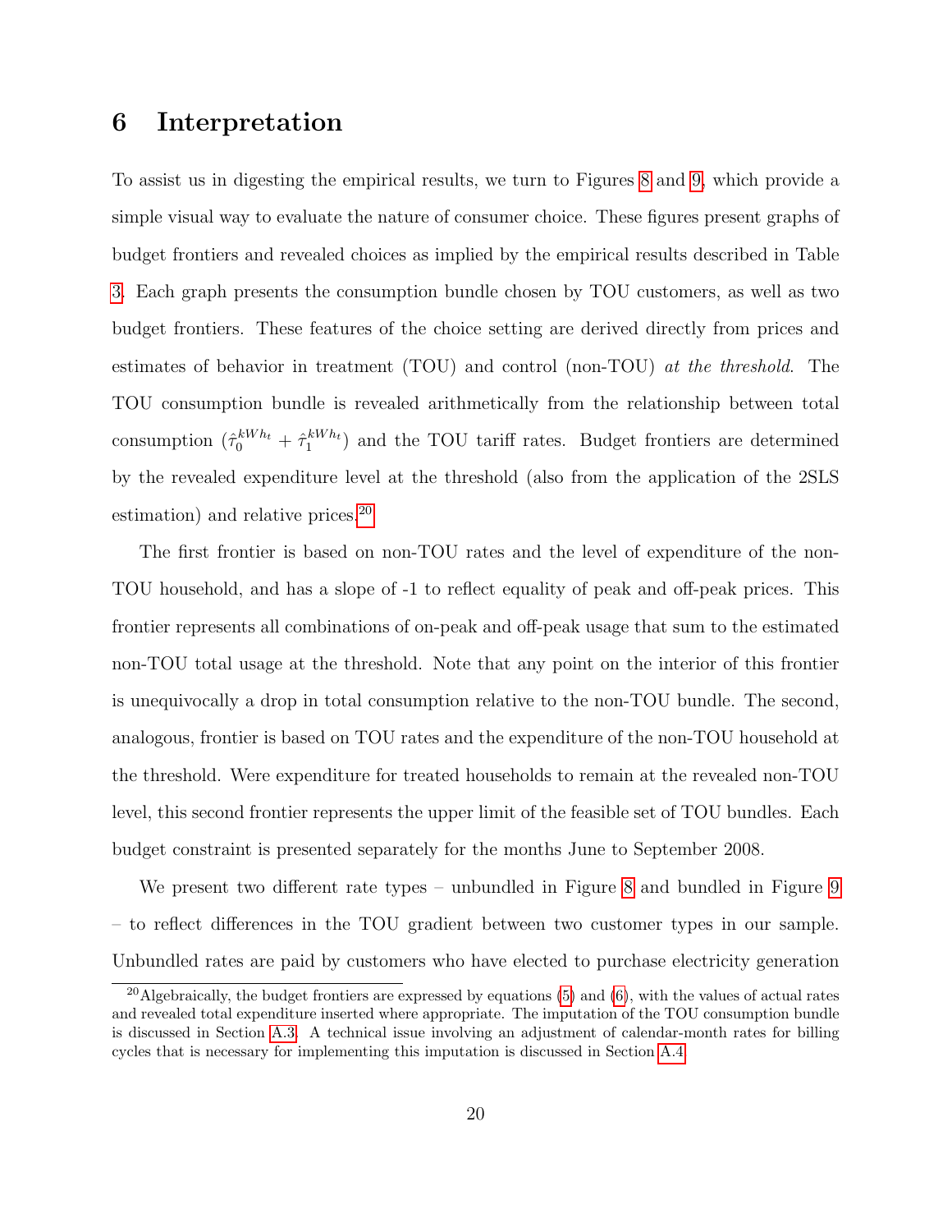# 6 Interpretation

To assist us in digesting the empirical results, we turn to Figures 8 and 9, which provide a simple visual way to evaluate the nature of consumer choice. These figures present graphs of budget frontiers and revealed choices as implied by the empirical results described in Table 3. Each graph presents the consumption bundle chosen by TOU customers, as well as two budget frontiers. These features of the choice setting are derived directly from prices and estimates of behavior in treatment (TOU) and control (non-TOU) *at the threshold*. The TOU consumption bundle is revealed arithmetically from the relationship between total consumption ($\hat{\tau}_0^{kWh_t} + \hat{\tau}_1^{kWh_t}$) and the TOU tariff rates. Budget frontiers are determined by the revealed expenditure level at the threshold (also from the application of the 2SLS estimation) and relative prices.[20]

The first frontier is based on non-TOU rates and the level of expenditure of the non-TOU household, and has a slope of -1 to reflect equality of peak and off-peak prices. This frontier represents all combinations of on-peak and off-peak usage that sum to the estimated non-TOU total usage at the threshold. Note that any point on the interior of this frontier is unequivocally a drop in total consumption relative to the non-TOU bundle. The second, analogous, frontier is based on TOU rates and the expenditure of the non-TOU household at the threshold. Were expenditure for treated households to remain at the revealed non-TOU level, this second frontier represents the upper limit of the feasible set of TOU bundles. Each budget constraint is presented separately for the months June to September 2008.

We present two different rate types – unbundled in Figure 8 and bundled in Figure 9 – to reflect differences in the TOU gradient between two customer types in our sample. Unbundled rates are paid by customers who have elected to purchase electricity generation

[20] Algebraically, the budget frontiers are expressed by equations (5) and (6), with the values of actual rates and revealed total expenditure inserted where appropriate. The imputation of the TOU consumption bundle is discussed in Section A.3. A technical issue involving an adjustment of calendar-month rates for billing cycles that is necessary for implementing this imputation is discussed in Section A.4.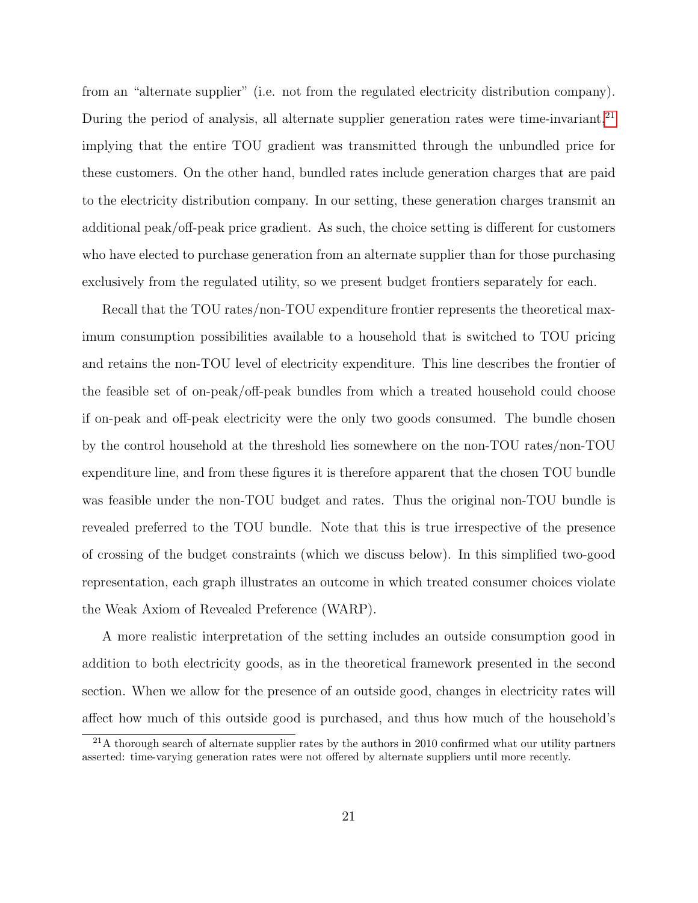from an "alternate supplier" (i.e. not from the regulated electricity distribution company). During the period of analysis, all alternate supplier generation rates were time-invariant,[21] implying that the entire TOU gradient was transmitted through the unbundled price for these customers. On the other hand, bundled rates include generation charges that are paid to the electricity distribution company. In our setting, these generation charges transmit an additional peak/off-peak price gradient. As such, the choice setting is different for customers who have elected to purchase generation from an alternate supplier than for those purchasing exclusively from the regulated utility, so we present budget frontiers separately for each.

Recall that the TOU rates/non-TOU expenditure frontier represents the theoretical maximum consumption possibilities available to a household that is switched to TOU pricing and retains the non-TOU level of electricity expenditure. This line describes the frontier of the feasible set of on-peak/off-peak bundles from which a treated household could choose if on-peak and off-peak electricity were the only two goods consumed. The bundle chosen by the control household at the threshold lies somewhere on the non-TOU rates/non-TOU expenditure line, and from these figures it is therefore apparent that the chosen TOU bundle was feasible under the non-TOU budget and rates. Thus the original non-TOU bundle is revealed preferred to the TOU bundle. Note that this is true irrespective of the presence of crossing of the budget constraints (which we discuss below). In this simplified two-good representation, each graph illustrates an outcome in which treated consumer choices violate the Weak Axiom of Revealed Preference (WARP).

A more realistic interpretation of the setting includes an outside consumption good in addition to both electricity goods, as in the theoretical framework presented in the second section. When we allow for the presence of an outside good, changes in electricity rates will affect how much of this outside good is purchased, and thus how much of the household's

[21] A thorough search of alternate supplier rates by the authors in 2010 confirmed what our utility partners asserted: time-varying generation rates were not offered by alternate suppliers until more recently.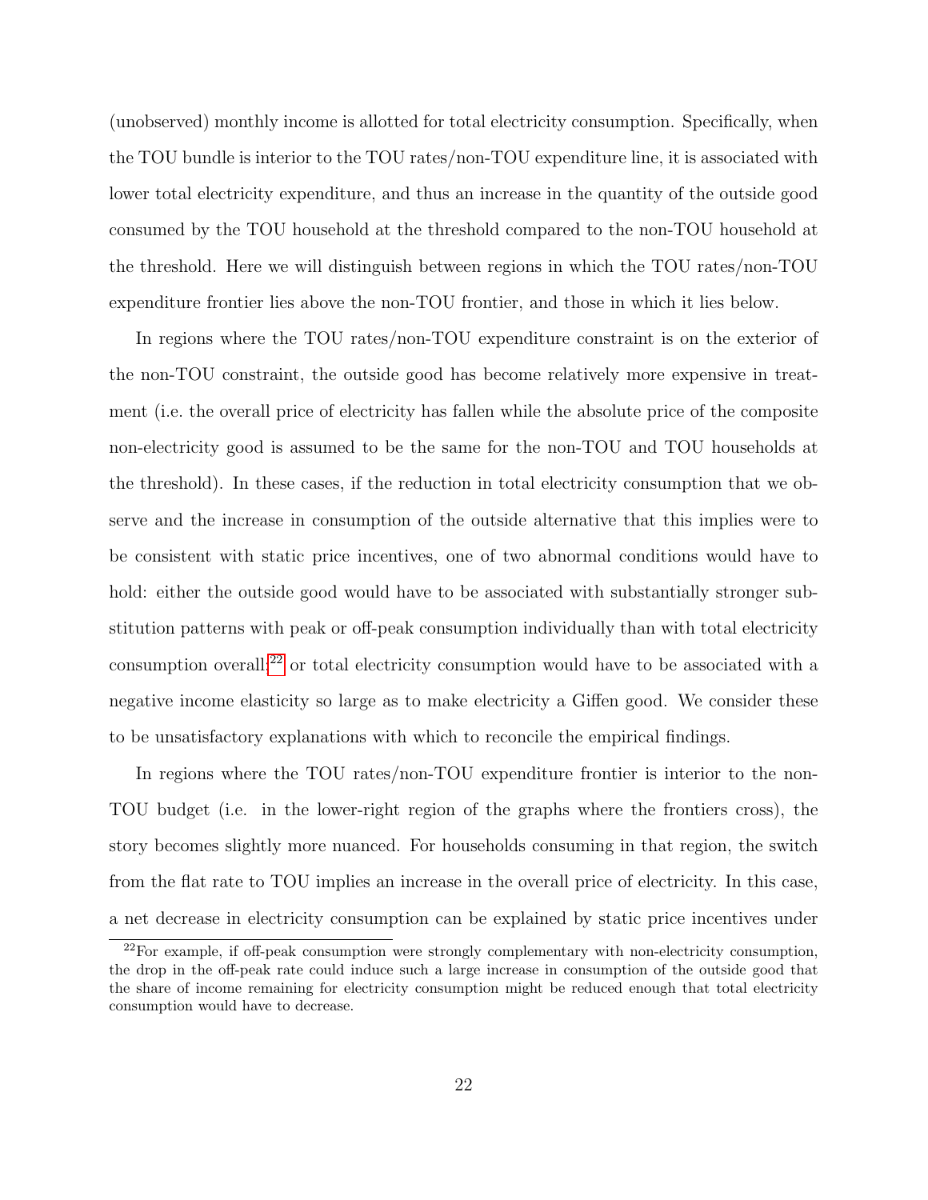(unobserved) monthly income is allotted for total electricity consumption. Specifically, when the TOU bundle is interior to the TOU rates/non-TOU expenditure line, it is associated with lower total electricity expenditure, and thus an increase in the quantity of the outside good consumed by the TOU household at the threshold compared to the non-TOU household at the threshold. Here we will distinguish between regions in which the TOU rates/non-TOU expenditure frontier lies above the non-TOU frontier, and those in which it lies below.

In regions where the TOU rates/non-TOU expenditure constraint is on the exterior of the non-TOU constraint, the outside good has become relatively more expensive in treatment (i.e. the overall price of electricity has fallen while the absolute price of the composite non-electricity good is assumed to be the same for the non-TOU and TOU households at the threshold). In these cases, if the reduction in total electricity consumption that we observe and the increase in consumption of the outside alternative that this implies were to be consistent with static price incentives, one of two abnormal conditions would have to hold: either the outside good would have to be associated with substantially stronger substitution patterns with peak or off-peak consumption individually than with total electricity consumption overall;[22] or total electricity consumption would have to be associated with a negative income elasticity so large as to make electricity a Giffen good. We consider these to be unsatisfactory explanations with which to reconcile the empirical findings.

In regions where the TOU rates/non-TOU expenditure frontier is interior to the non-TOU budget (i.e. in the lower-right region of the graphs where the frontiers cross), the story becomes slightly more nuanced. For households consuming in that region, the switch from the flat rate to TOU implies an increase in the overall price of electricity. In this case, a net decrease in electricity consumption can be explained by static price incentives under

[22]For example, if off-peak consumption were strongly complementary with non-electricity consumption, the drop in the off-peak rate could induce such a large increase in consumption of the outside good that the share of income remaining for electricity consumption might be reduced enough that total electricity consumption would have to decrease.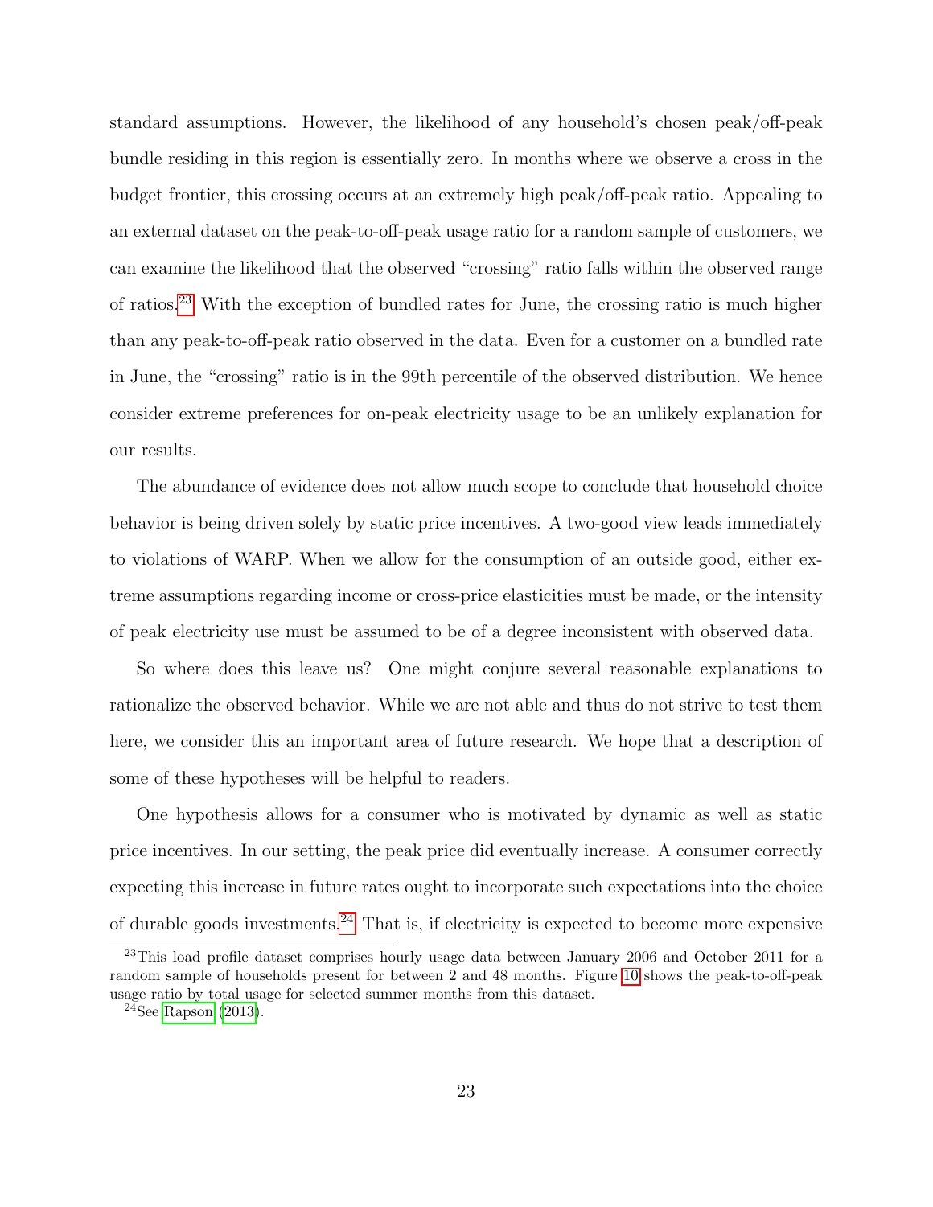standard assumptions. However, the likelihood of any household's chosen peak/off-peak bundle residing in this region is essentially zero. In months where we observe a cross in the budget frontier, this crossing occurs at an extremely high peak/off-peak ratio. Appealing to an external dataset on the peak-to-off-peak usage ratio for a random sample of customers, we can examine the likelihood that the observed "crossing" ratio falls within the observed range of ratios.[23] With the exception of bundled rates for June, the crossing ratio is much higher than any peak-to-off-peak ratio observed in the data. Even for a customer on a bundled rate in June, the "crossing" ratio is in the 99th percentile of the observed distribution. We hence consider extreme preferences for on-peak electricity usage to be an unlikely explanation for our results.

The abundance of evidence does not allow much scope to conclude that household choice behavior is being driven solely by static price incentives. A two-good view leads immediately to violations of WARP. When we allow for the consumption of an outside good, either extreme assumptions regarding income or cross-price elasticities must be made, or the intensity of peak electricity use must be assumed to be of a degree inconsistent with observed data.

So where does this leave us? One might conjure several reasonable explanations to rationalize the observed behavior. While we are not able and thus do not strive to test them here, we consider this an important area of future research. We hope that a description of some of these hypotheses will be helpful to readers.

One hypothesis allows for a consumer who is motivated by dynamic as well as static price incentives. In our setting, the peak price did eventually increase. A consumer correctly expecting this increase in future rates ought to incorporate such expectations into the choice of durable goods investments.[24] That is, if electricity is expected to become more expensive

[23] This load profile dataset comprises hourly usage data between January 2006 and October 2011 for a random sample of households present for between 2 and 48 months. Figure 10 shows the peak-to-off-peak usage ratio by total usage for selected summer months from this dataset.

[24] See Rapson (2013).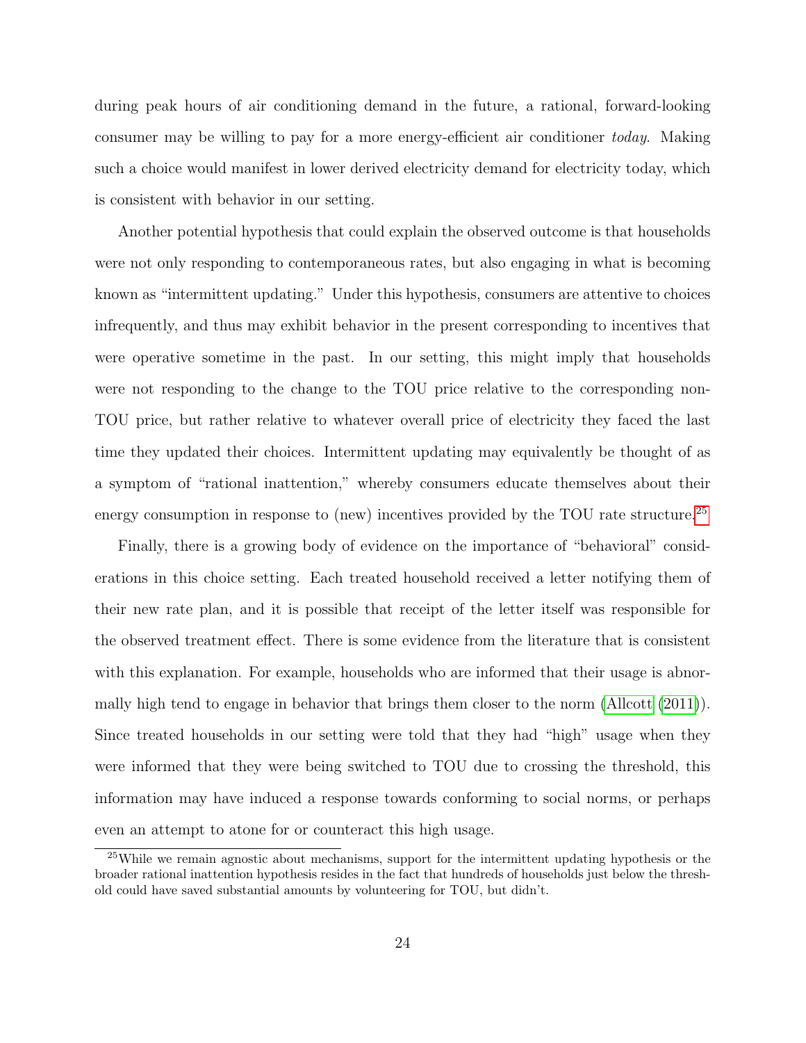during peak hours of air conditioning demand in the future, a rational, forward-looking consumer may be willing to pay for a more energy-efficient air conditioner *today*. Making such a choice would manifest in lower derived electricity demand for electricity today, which is consistent with behavior in our setting.

Another potential hypothesis that could explain the observed outcome is that households were not only responding to contemporaneous rates, but also engaging in what is becoming known as "intermittent updating." Under this hypothesis, consumers are attentive to choices infrequently, and thus may exhibit behavior in the present corresponding to incentives that were operative sometime in the past. In our setting, this might imply that households were not responding to the change to the TOU price relative to the corresponding non-TOU price, but rather relative to whatever overall price of electricity they faced the last time they updated their choices. Intermittent updating may equivalently be thought of as a symptom of "rational inattention," whereby consumers educate themselves about their energy consumption in response to (new) incentives provided by the TOU rate structure.[25]

Finally, there is a growing body of evidence on the importance of "behavioral" considerations in this choice setting. Each treated household received a letter notifying them of their new rate plan, and it is possible that receipt of the letter itself was responsible for the observed treatment effect. There is some evidence from the literature that is consistent with this explanation. For example, households who are informed that their usage is abnormally high tend to engage in behavior that brings them closer to the norm (Allcott (2011)). Since treated households in our setting were told that they had "high" usage when they were informed that they were being switched to TOU due to crossing the threshold, this information may have induced a response towards conforming to social norms, or perhaps even an attempt to atone for or counteract this high usage.

[25] While we remain agnostic about mechanisms, support for the intermittent updating hypothesis or the broader rational inattention hypothesis resides in the fact that hundreds of households just below the threshold could have saved substantial amounts by volunteering for TOU, but didn't.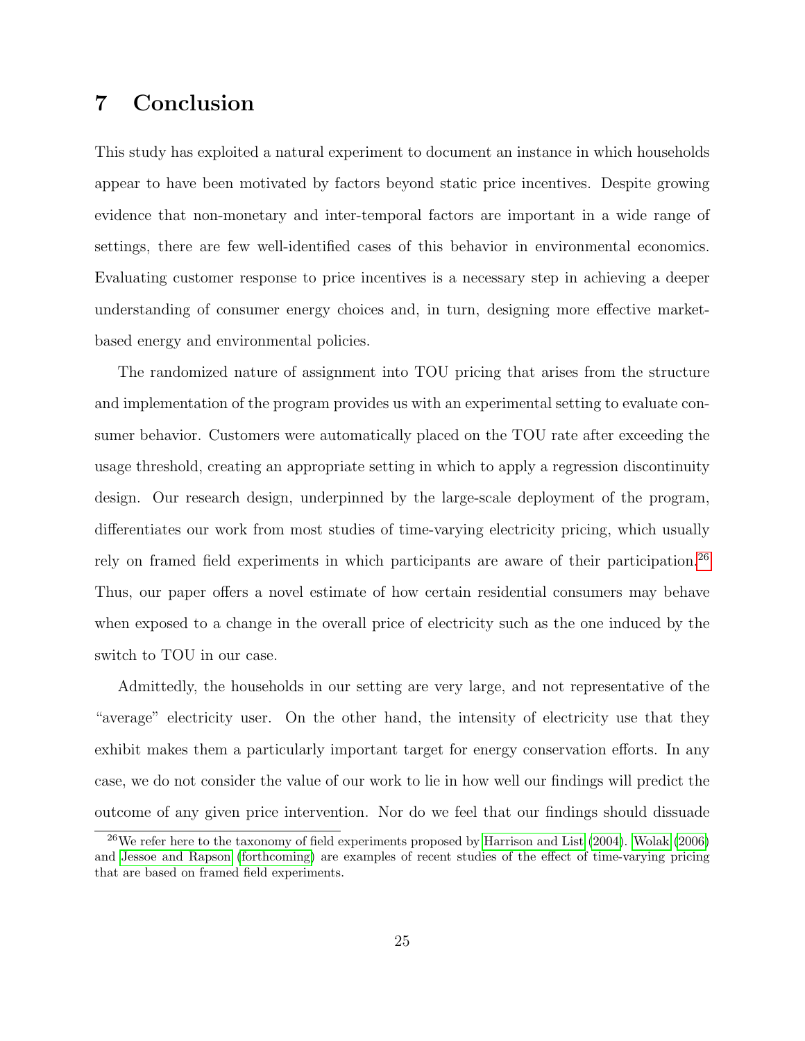# 7 Conclusion

This study has exploited a natural experiment to document an instance in which households appear to have been motivated by factors beyond static price incentives. Despite growing evidence that non-monetary and inter-temporal factors are important in a wide range of settings, there are few well-identified cases of this behavior in environmental economics. Evaluating customer response to price incentives is a necessary step in achieving a deeper understanding of consumer energy choices and, in turn, designing more effective market-based energy and environmental policies.

The randomized nature of assignment into TOU pricing that arises from the structure and implementation of the program provides us with an experimental setting to evaluate consumer behavior. Customers were automatically placed on the TOU rate after exceeding the usage threshold, creating an appropriate setting in which to apply a regression discontinuity design. Our research design, underpinned by the large-scale deployment of the program, differentiates our work from most studies of time-varying electricity pricing, which usually rely on framed field experiments in which participants are aware of their participation.[26] Thus, our paper offers a novel estimate of how certain residential consumers may behave when exposed to a change in the overall price of electricity such as the one induced by the switch to TOU in our case.

Admittedly, the households in our setting are very large, and not representative of the "average" electricity user. On the other hand, the intensity of electricity use that they exhibit makes them a particularly important target for energy conservation efforts. In any case, we do not consider the value of our work to lie in how well our findings will predict the outcome of any given price intervention. Nor do we feel that our findings should dissuade

[26] We refer here to the taxonomy of field experiments proposed by Harrison and List (2004). Wolak (2006) and Jessoe and Rapson (forthcoming) are examples of recent studies of the effect of time-varying pricing that are based on framed field experiments.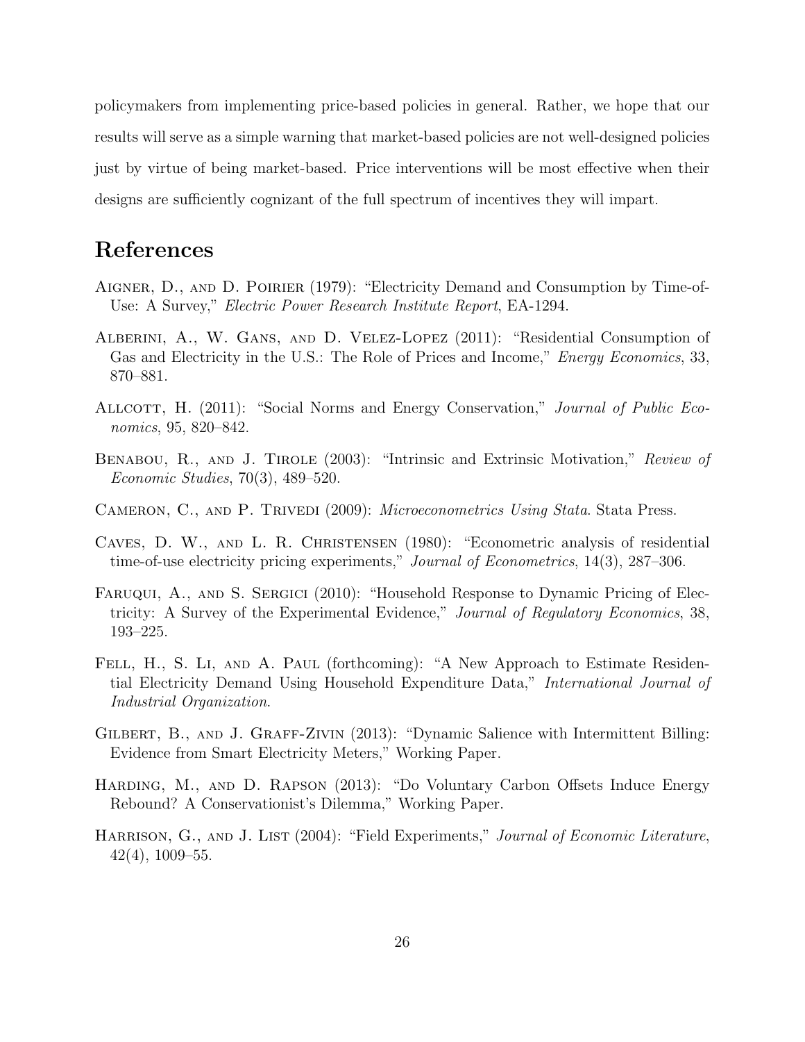policymakers from implementing price-based policies in general. Rather, we hope that our results will serve as a simple warning that market-based policies are not well-designed policies just by virtue of being market-based. Price interventions will be most effective when their designs are sufficiently cognizant of the full spectrum of incentives they will impart.

# References

Aigner, D., and D. Poirier (1979): "Electricity Demand and Consumption by Time-of-Use: A Survey," *Electric Power Research Institute Report*, EA-1294.

Alberini, A., W. Gans, and D. Velez-Lopez (2011): "Residential Consumption of Gas and Electricity in the U.S.: The Role of Prices and Income," *Energy Economics*, 33, 870–881.

Allcott, H. (2011): "Social Norms and Energy Conservation," *Journal of Public Economics*, 95, 820–842.

Benabou, R., and J. Tirole (2003): "Intrinsic and Extrinsic Motivation," *Review of Economic Studies*, 70(3), 489–520.

Cameron, C., and P. Trivedi (2009): *Microeconometrics Using Stata*. Stata Press.

Caves, D. W., and L. R. Christensen (1980): "Econometric analysis of residential time-of-use electricity pricing experiments," *Journal of Econometrics*, 14(3), 287–306.

Faruqui, A., and S. Sergici (2010): "Household Response to Dynamic Pricing of Electricity: A Survey of the Experimental Evidence," *Journal of Regulatory Economics*, 38, 193–225.

Fell, H., S. Li, and A. Paul (forthcoming): "A New Approach to Estimate Residential Electricity Demand Using Household Expenditure Data," *International Journal of Industrial Organization*.

Gilbert, B., and J. Graff-Zivin (2013): "Dynamic Salience with Intermittent Billing: Evidence from Smart Electricity Meters," Working Paper.

Harding, M., and D. Rapson (2013): "Do Voluntary Carbon Offsets Induce Energy Rebound? A Conservationist's Dilemma," Working Paper.

Harrison, G., and J. List (2004): "Field Experiments," *Journal of Economic Literature*, 42(4), 1009–55.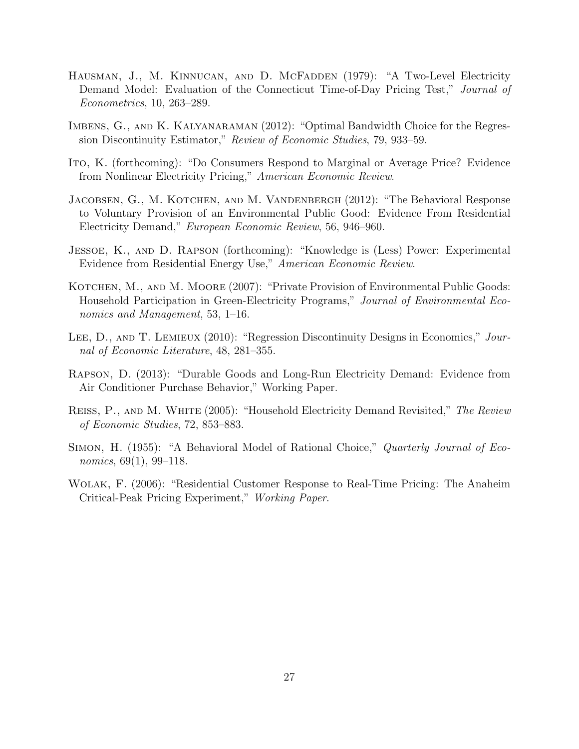Hausman, J., M. Kinnucan, and D. McFadden (1979): "A Two-Level Electricity Demand Model: Evaluation of the Connecticut Time-of-Day Pricing Test," *Journal of Econometrics*, 10, 263–289.

Imbens, G., and K. Kalyanaraman (2012): "Optimal Bandwidth Choice for the Regression Discontinuity Estimator," *Review of Economic Studies*, 79, 933–59.

Ito, K. (forthcoming): "Do Consumers Respond to Marginal or Average Price? Evidence from Nonlinear Electricity Pricing," *American Economic Review*.

Jacobsen, G., M. Kotchen, and M. Vandenbergh (2012): "The Behavioral Response to Voluntary Provision of an Environmental Public Good: Evidence From Residential Electricity Demand," *European Economic Review*, 56, 946–960.

Jessoe, K., and D. Rapson (forthcoming): "Knowledge is (Less) Power: Experimental Evidence from Residential Energy Use," *American Economic Review*.

Kotchen, M., and M. Moore (2007): "Private Provision of Environmental Public Goods: Household Participation in Green-Electricity Programs," *Journal of Environmental Economics and Management*, 53, 1–16.

Lee, D., and T. Lemieux (2010): "Regression Discontinuity Designs in Economics," *Journal of Economic Literature*, 48, 281–355.

Rapson, D. (2013): "Durable Goods and Long-Run Electricity Demand: Evidence from Air Conditioner Purchase Behavior," Working Paper.

Reiss, P., and M. White (2005): "Household Electricity Demand Revisited," *The Review of Economic Studies*, 72, 853–883.

Simon, H. (1955): "A Behavioral Model of Rational Choice," *Quarterly Journal of Economics*, 69(1), 99–118.

Wolak, F. (2006): "Residential Customer Response to Real-Time Pricing: The Anaheim Critical-Peak Pricing Experiment," *Working Paper*.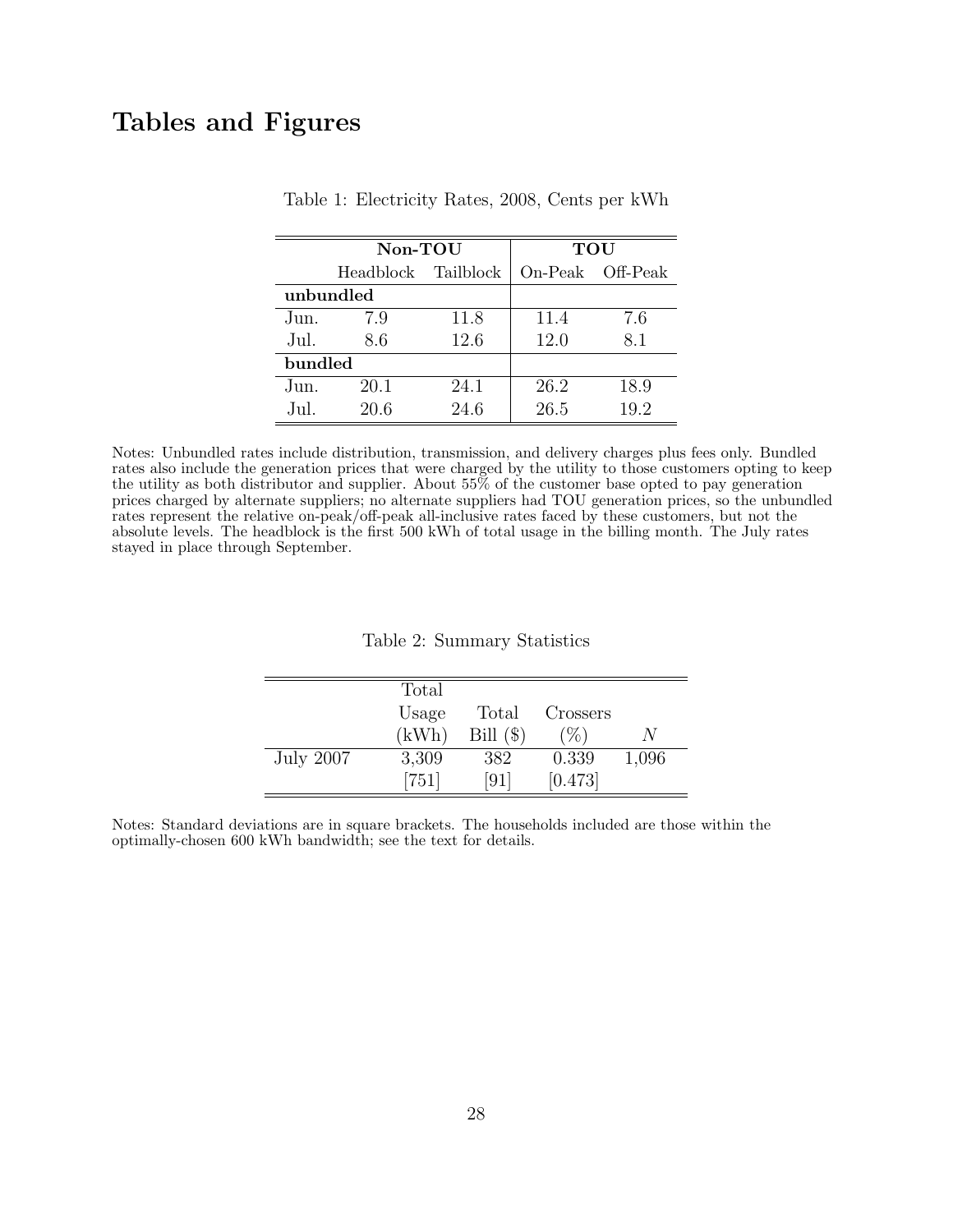# Tables and Figures

Table 1: Electricity Rates, 2008, Cents per kWh

| | **Non-TOU** | | **TOU** | |
|---|---|---|---|---|
| | Headblock | Tailblock | On-Peak | Off-Peak |
| **unbundled** | | | | |
| Jun. | 7.9 | 11.8 | 11.4 | 7.6 |
| Jul. | 8.6 | 12.6 | 12.0 | 8.1 |
| **bundled** | | | | |
| Jun. | 20.1 | 24.1 | 26.2 | 18.9 |
| Jul. | 20.6 | 24.6 | 26.5 | 19.2 |

Notes: Unbundled rates include distribution, transmission, and delivery charges plus fees only. Bundled rates also include the generation prices that were charged by the utility to those customers opting to keep the utility as both distributor and supplier. About 55% of the customer base opted to pay generation prices charged by alternate suppliers; no alternate suppliers had TOU generation prices, so the unbundled rates represent the relative on-peak/off-peak all-inclusive rates faced by these customers, but not the absolute levels. The headblock is the first 500 kWh of total usage in the billing month. The July rates stayed in place through September.

Table 2: Summary Statistics

| | Total Usage (kWh) | Total Bill ($) | Crossers (%) | $N$ |
|---|---|---|---|---|
| July 2007 | 3,309 | 382 | 0.339 | 1,096 |
| | [751] | [91] | [0.473] | |

Notes: Standard deviations are in square brackets. The households included are those within the optimally-chosen 600 kWh bandwidth; see the text for details.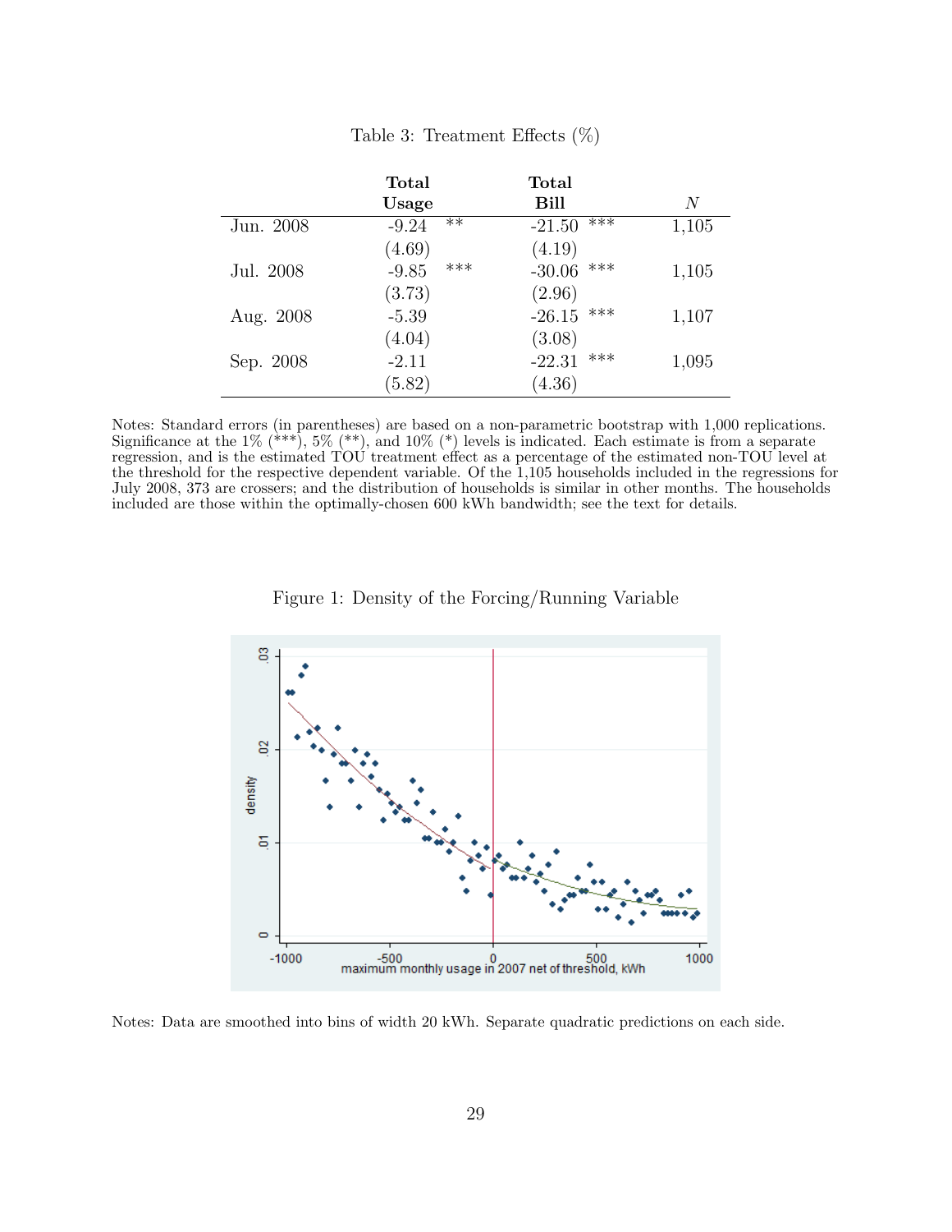Table 3: Treatment Effects (%)

| | Total Usage | Total Bill | $N$ |
|---|---|---|---|
| Jun. 2008 | -9.24 ** | -21.50 *** | 1,105 |
| | (4.69) | (4.19) | |
| Jul. 2008 | -9.85 *** | -30.06 *** | 1,105 |
| | (3.73) | (2.96) | |
| Aug. 2008 | -5.39 | -26.15 *** | 1,107 |
| | (4.04) | (3.08) | |
| Sep. 2008 | -2.11 | -22.31 *** | 1,095 |
| | (5.82) | (4.36) | |

Notes: Standard errors (in parentheses) are based on a non-parametric bootstrap with 1,000 replications. Significance at the 1% (***), 5% (**), and 10% (*) levels is indicated. Each estimate is from a separate regression, and is the estimated TOU treatment effect as a percentage of the estimated non-TOU level at the threshold for the respective dependent variable. Of the 1,105 households included in the regressions for July 2008, 373 are crossers; and the distribution of households is similar in other months. The households included are those within the optimally-chosen 600 kWh bandwidth; see the text for details.

Figure 1: Density of the Forcing/Running Variable

Notes: Data are smoothed into bins of width 20 kWh. Separate quadratic predictions on each side.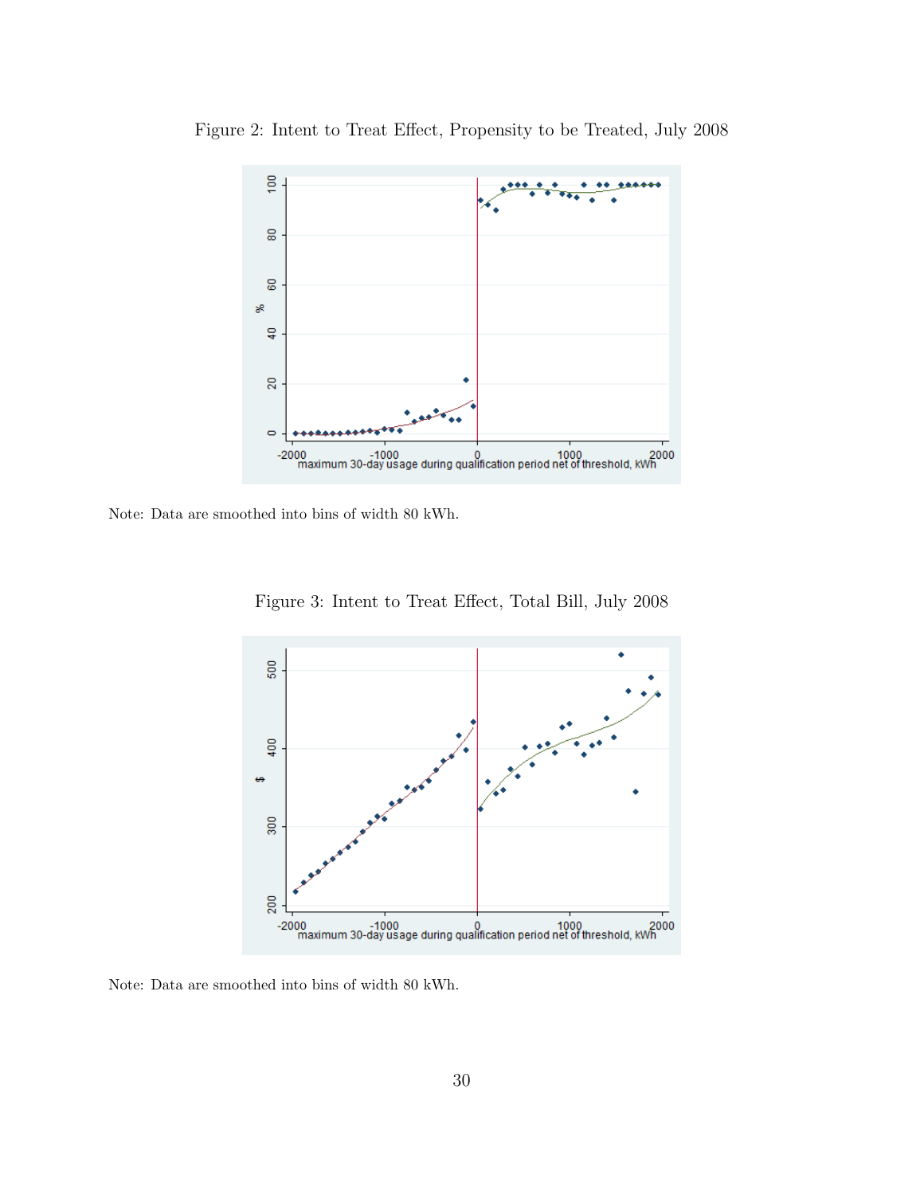Figure 2: Intent to Treat Effect, Propensity to be Treated, July 2008

Note: Data are smoothed into bins of width 80 kWh.

Figure 3: Intent to Treat Effect, Total Bill, July 2008

Note: Data are smoothed into bins of width 80 kWh.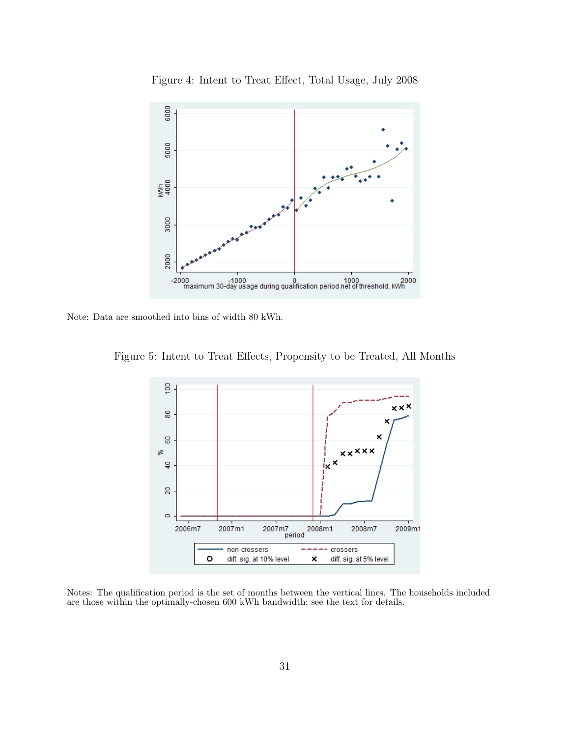Figure 4: Intent to Treat Effect, Total Usage, July 2008

Note: Data are smoothed into bins of width 80 kWh.

Figure 5: Intent to Treat Effects, Propensity to be Treated, All Months

Notes: The qualification period is the set of months between the vertical lines. The households included are those within the optimally-chosen 600 kWh bandwidth; see the text for details.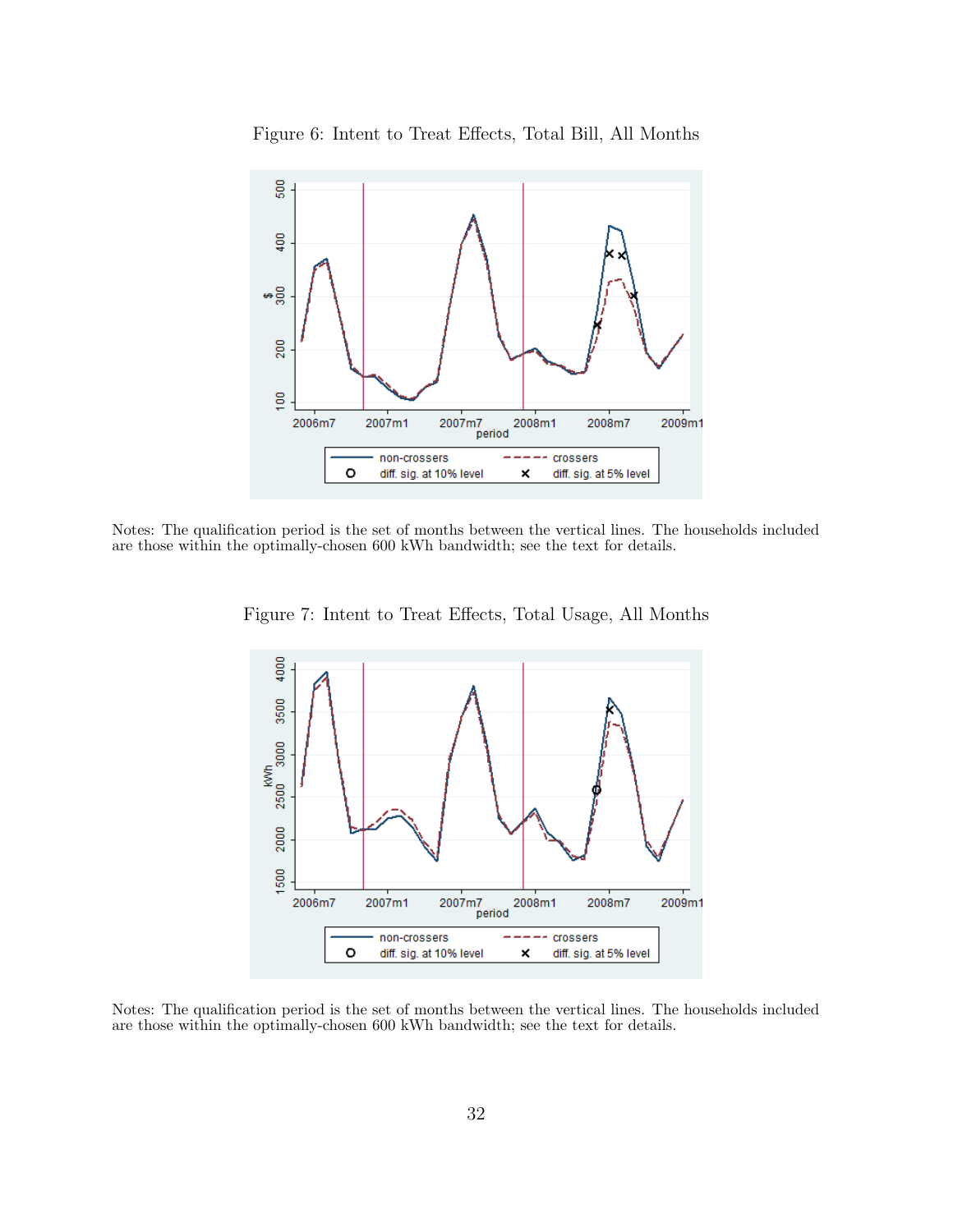Figure 6: Intent to Treat Effects, Total Bill, All Months

Notes: The qualification period is the set of months between the vertical lines. The households included are those within the optimally-chosen 600 kWh bandwidth; see the text for details.

Figure 7: Intent to Treat Effects, Total Usage, All Months

Notes: The qualification period is the set of months between the vertical lines. The households included are those within the optimally-chosen 600 kWh bandwidth; see the text for details.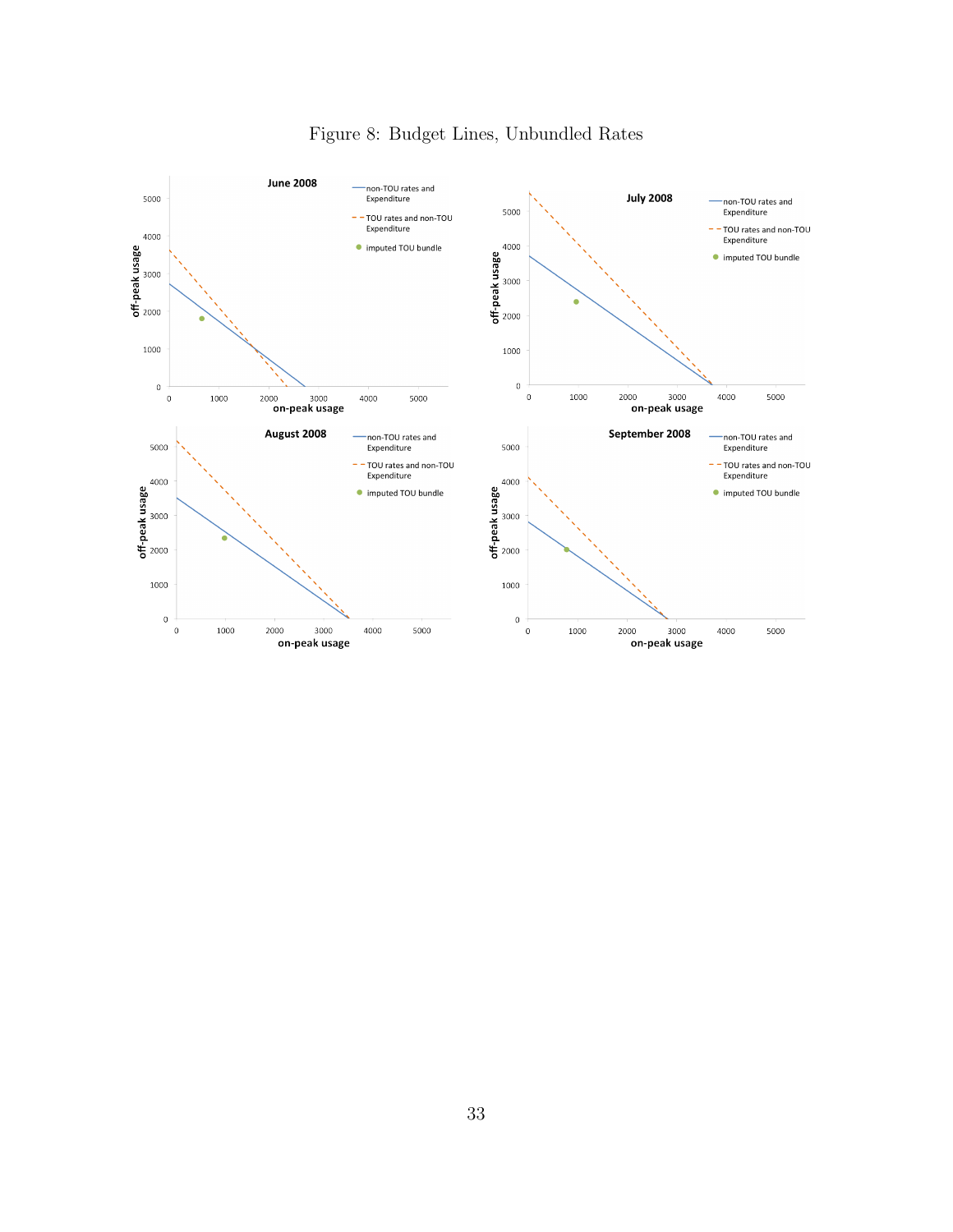# Figure 8: Budget Lines, Unbundled Rates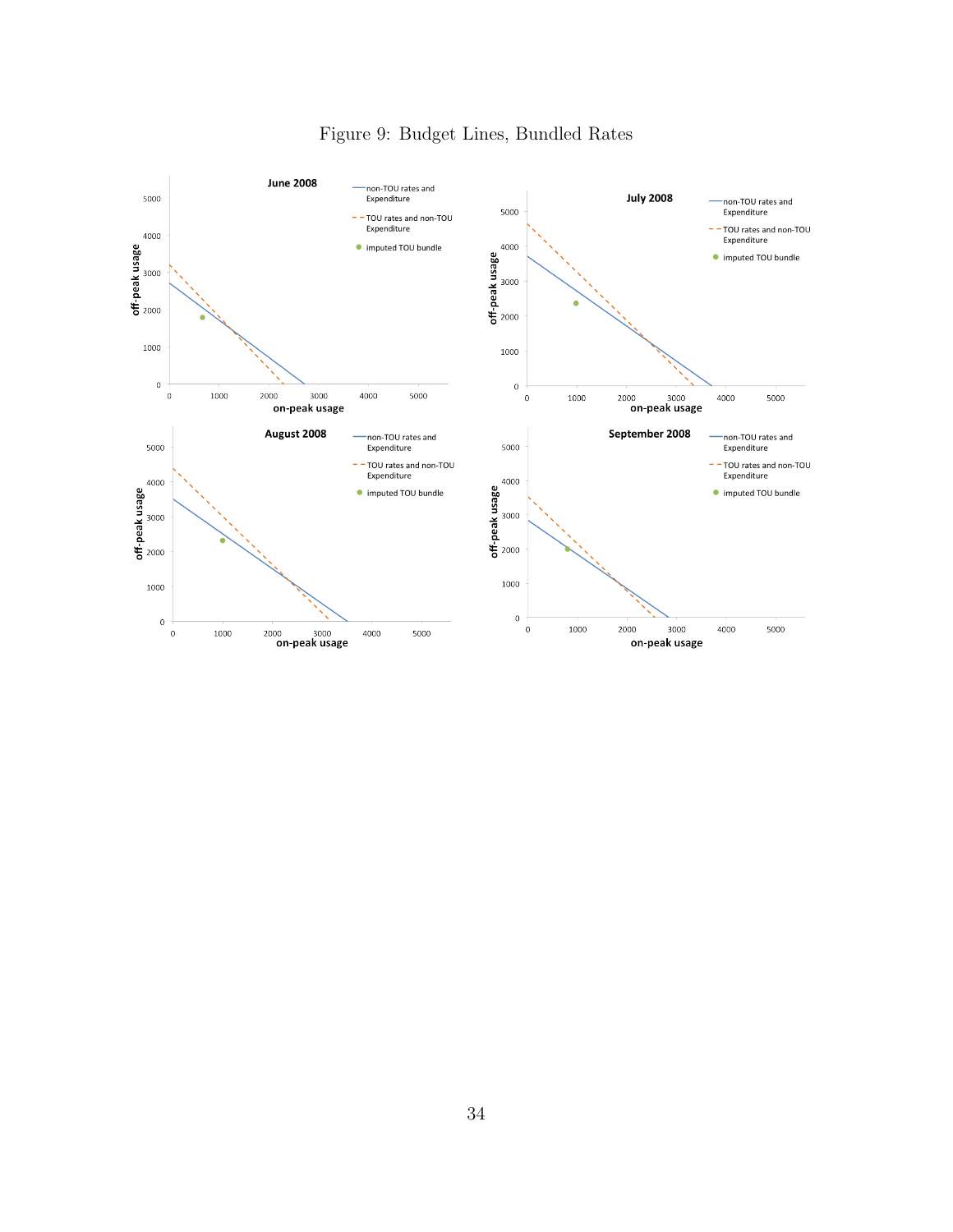Figure 9: Budget Lines, Bundled Rates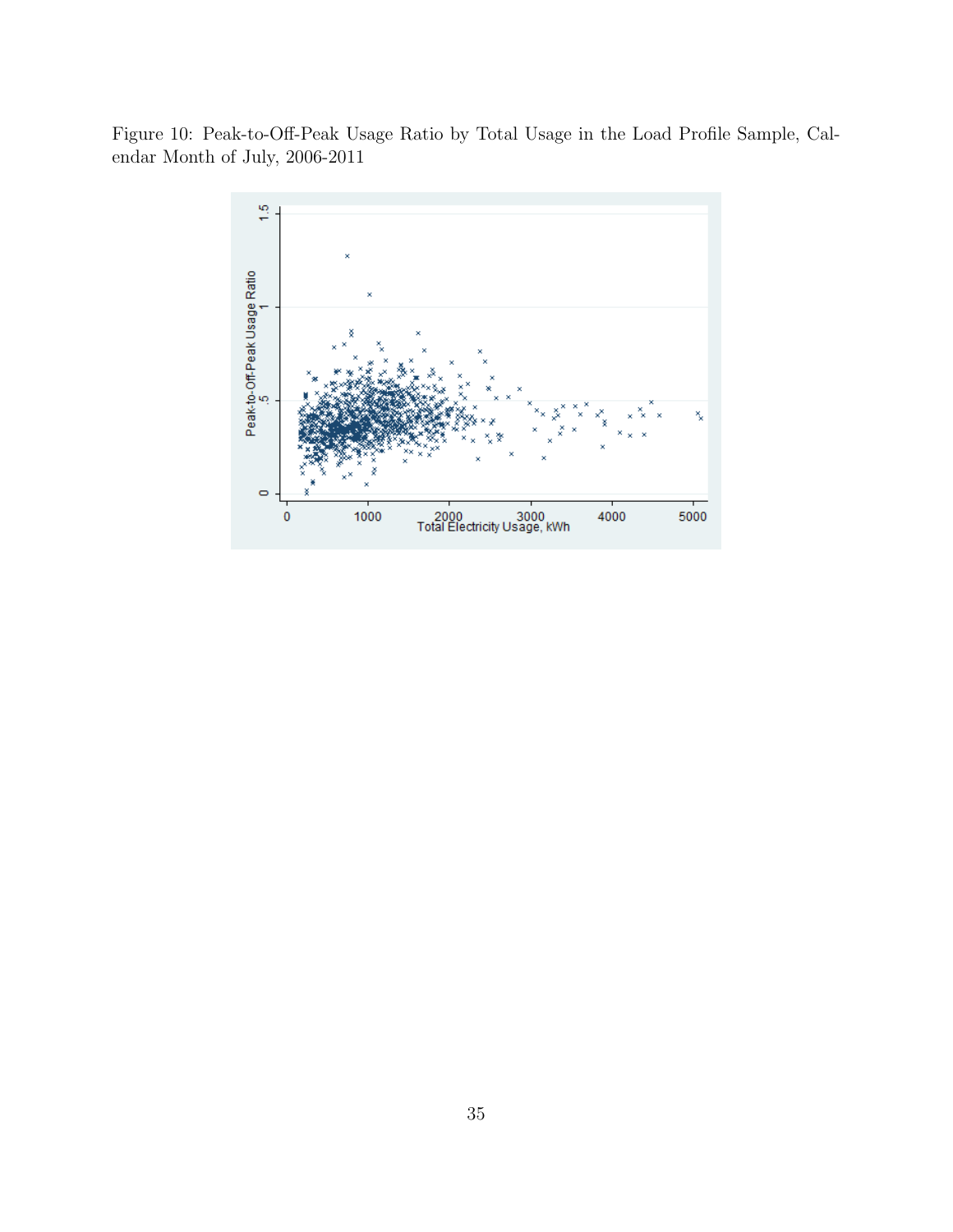Figure 10: Peak-to-Off-Peak Usage Ratio by Total Usage in the Load Profile Sample, Calendar Month of July, 2006-2011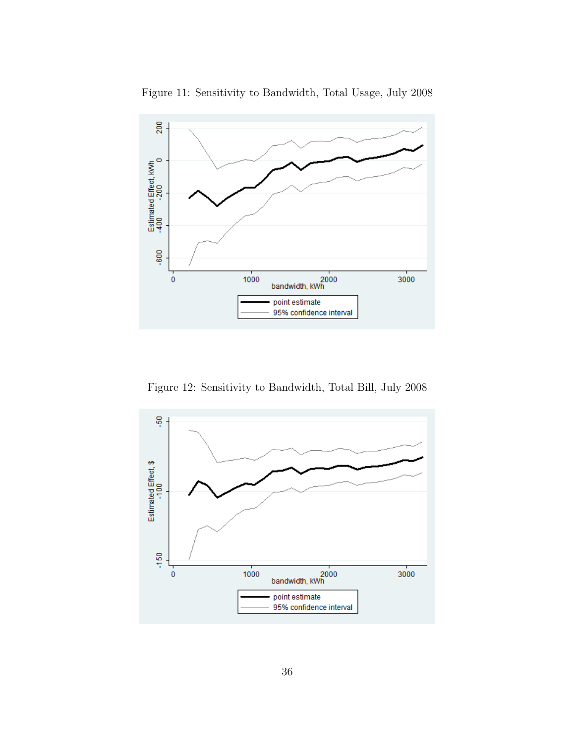Figure 11: Sensitivity to Bandwidth, Total Usage, July 2008

Figure 12: Sensitivity to Bandwidth, Total Bill, July 2008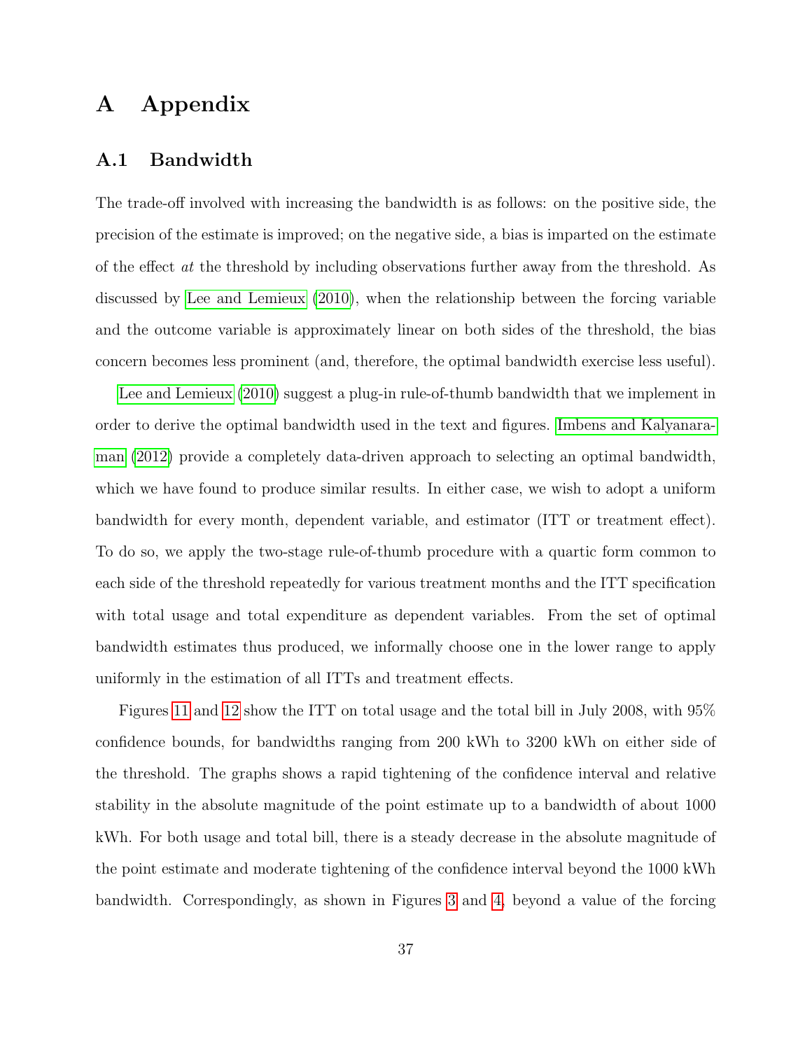# A Appendix

## A.1 Bandwidth

The trade-off involved with increasing the bandwidth is as follows: on the positive side, the precision of the estimate is improved; on the negative side, a bias is imparted on the estimate of the effect *at* the threshold by including observations further away from the threshold. As discussed by Lee and Lemieux (2010), when the relationship between the forcing variable and the outcome variable is approximately linear on both sides of the threshold, the bias concern becomes less prominent (and, therefore, the optimal bandwidth exercise less useful).

Lee and Lemieux (2010) suggest a plug-in rule-of-thumb bandwidth that we implement in order to derive the optimal bandwidth used in the text and figures. Imbens and Kalyanaraman (2012) provide a completely data-driven approach to selecting an optimal bandwidth, which we have found to produce similar results. In either case, we wish to adopt a uniform bandwidth for every month, dependent variable, and estimator (ITT or treatment effect). To do so, we apply the two-stage rule-of-thumb procedure with a quartic form common to each side of the threshold repeatedly for various treatment months and the ITT specification with total usage and total expenditure as dependent variables. From the set of optimal bandwidth estimates thus produced, we informally choose one in the lower range to apply uniformly in the estimation of all ITTs and treatment effects.

Figures 11 and 12 show the ITT on total usage and the total bill in July 2008, with 95% confidence bounds, for bandwidths ranging from 200 kWh to 3200 kWh on either side of the threshold. The graphs shows a rapid tightening of the confidence interval and relative stability in the absolute magnitude of the point estimate up to a bandwidth of about 1000 kWh. For both usage and total bill, there is a steady decrease in the absolute magnitude of the point estimate and moderate tightening of the confidence interval beyond the 1000 kWh bandwidth. Correspondingly, as shown in Figures 3 and 4, beyond a value of the forcing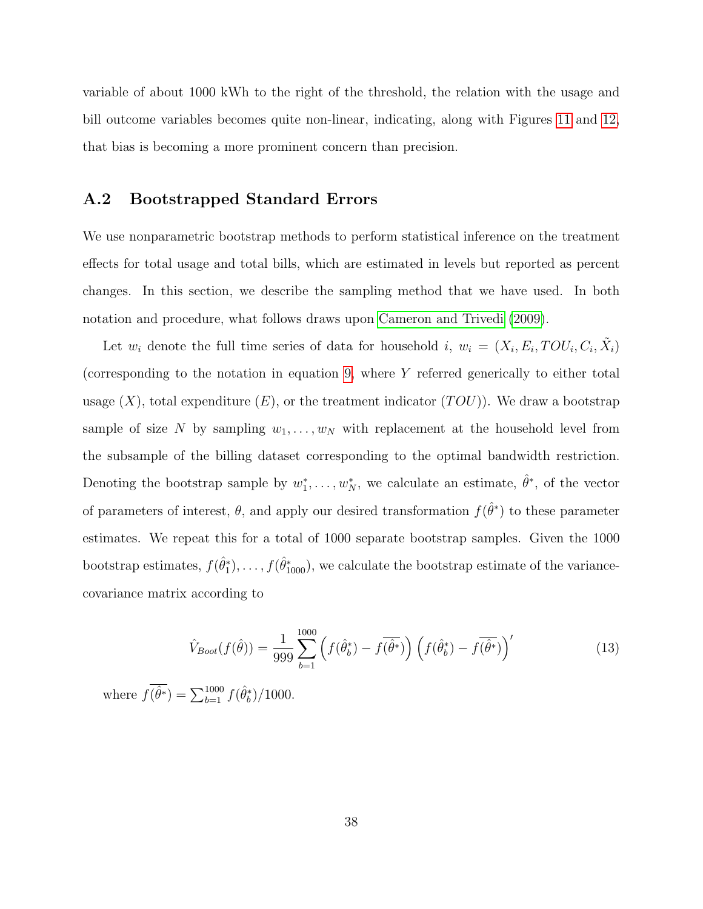variable of about 1000 kWh to the right of the threshold, the relation with the usage and bill outcome variables becomes quite non-linear, indicating, along with Figures 11 and 12, that bias is becoming a more prominent concern than precision.

## A.2 Bootstrapped Standard Errors

We use nonparametric bootstrap methods to perform statistical inference on the treatment effects for total usage and total bills, which are estimated in levels but reported as percent changes. In this section, we describe the sampling method that we have used. In both notation and procedure, what follows draws upon Cameron and Trivedi (2009).

Let $w_i$ denote the full time series of data for household $i$, $w_i = (X_i, E_i, TOU_i, C_i, \tilde{X}_i)$ (corresponding to the notation in equation 9, where $Y$ referred generically to either total usage ($X$), total expenditure ($E$), or the treatment indicator ($TOU$)). We draw a bootstrap sample of size $N$ by sampling $w_1, \ldots, w_N$ with replacement at the household level from the subsample of the billing dataset corresponding to the optimal bandwidth restriction. Denoting the bootstrap sample by $w_1^*, \ldots, w_N^*$, we calculate an estimate, $\hat{\theta}^*$, of the vector of parameters of interest, $\theta$, and apply our desired transformation $f(\hat{\theta}^*)$ to these parameter estimates. We repeat this for a total of 1000 separate bootstrap samples. Given the 1000 bootstrap estimates, $f(\hat{\theta}_1^*), \ldots, f(\hat{\theta}_{1000}^*)$, we calculate the bootstrap estimate of the variance-covariance matrix according to

$$\hat{V}_{Boot}(f(\hat{\theta})) = \frac{1}{999} \sum_{b=1}^{1000} \left( f(\hat{\theta}_b^*) - \overline{f(\hat{\theta}^*)} \right) \left( f(\hat{\theta}_b^*) - \overline{f(\hat{\theta}^*)} \right)' \tag{13}$$

where $\overline{f(\hat{\theta}^*)} = \sum_{b=1}^{1000} f(\hat{\theta}_b^*)/1000$.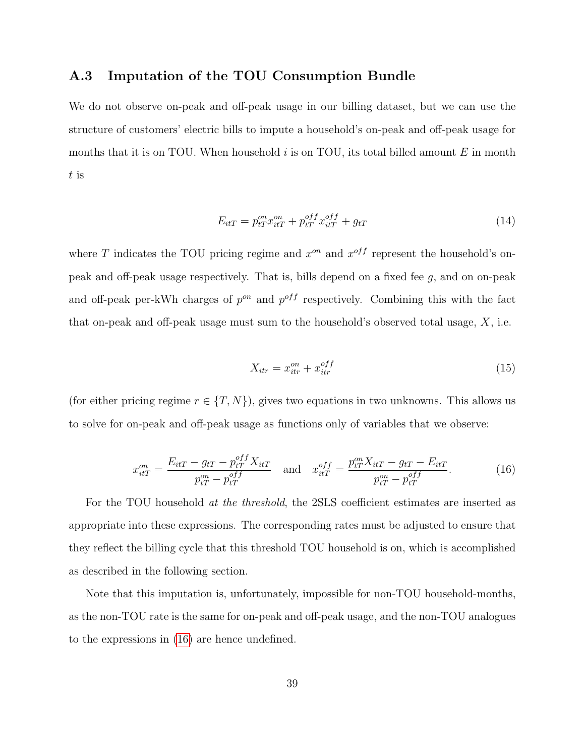### A.3 Imputation of the TOU Consumption Bundle

We do not observe on-peak and off-peak usage in our billing dataset, but we can use the structure of customers' electric bills to impute a household's on-peak and off-peak usage for months that it is on TOU. When household $i$ is on TOU, its total billed amount $E$ in month $t$ is

$$E_{itT} = p_{tT}^{on} x_{itT}^{on} + p_{tT}^{off} x_{itT}^{off} + g_{tT} \tag{14}$$

where $T$ indicates the TOU pricing regime and $x^{on}$ and $x^{off}$ represent the household's on-peak and off-peak usage respectively. That is, bills depend on a fixed fee $g$, and on on-peak and off-peak per-kWh charges of $p^{on}$ and $p^{off}$ respectively. Combining this with the fact that on-peak and off-peak usage must sum to the household's observed total usage, $X$, i.e.

$$X_{itr} = x_{itr}^{on} + x_{itr}^{off} \tag{15}$$

(for either pricing regime $r \in \{T, N\}$), gives two equations in two unknowns. This allows us to solve for on-peak and off-peak usage as functions only of variables that we observe:

$$x_{itT}^{on} = \frac{E_{itT} - g_{tT} - p_{tT}^{off} X_{itT}}{p_{tT}^{on} - p_{tT}^{off}} \quad \text{and} \quad x_{itT}^{off} = \frac{p_{tT}^{on} X_{itT} - g_{tT} - E_{itT}}{p_{tT}^{on} - p_{tT}^{off}}. \tag{16}$$

For the TOU household *at the threshold*, the 2SLS coefficient estimates are inserted as appropriate into these expressions. The corresponding rates must be adjusted to ensure that they reflect the billing cycle that this threshold TOU household is on, which is accomplished as described in the following section.

Note that this imputation is, unfortunately, impossible for non-TOU household-months, as the non-TOU rate is the same for on-peak and off-peak usage, and the non-TOU analogues to the expressions in (16) are hence undefined.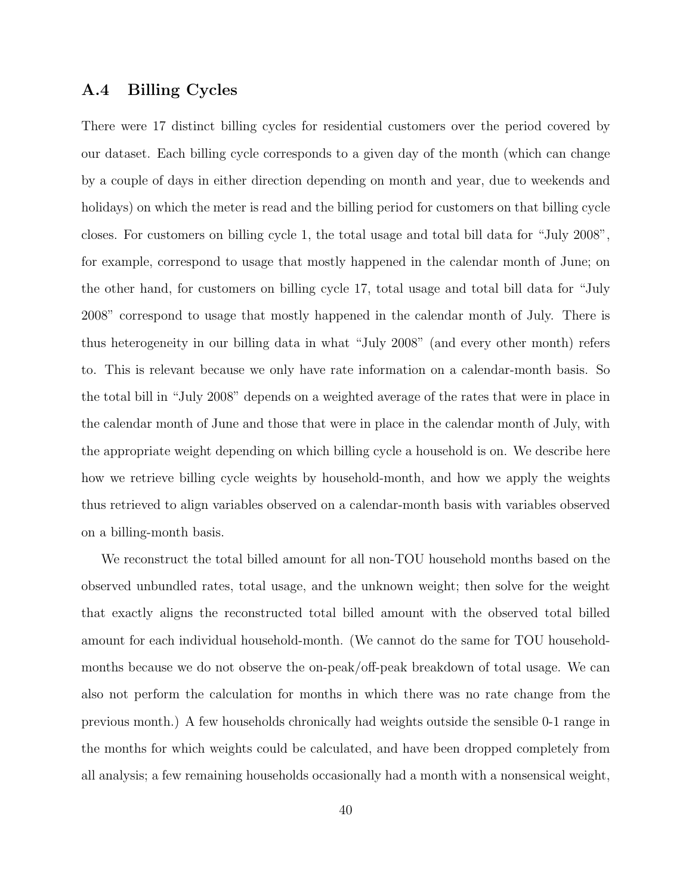## A.4 Billing Cycles

There were 17 distinct billing cycles for residential customers over the period covered by our dataset. Each billing cycle corresponds to a given day of the month (which can change by a couple of days in either direction depending on month and year, due to weekends and holidays) on which the meter is read and the billing period for customers on that billing cycle closes. For customers on billing cycle 1, the total usage and total bill data for "July 2008", for example, correspond to usage that mostly happened in the calendar month of June; on the other hand, for customers on billing cycle 17, total usage and total bill data for "July 2008" correspond to usage that mostly happened in the calendar month of July. There is thus heterogeneity in our billing data in what "July 2008" (and every other month) refers to. This is relevant because we only have rate information on a calendar-month basis. So the total bill in "July 2008" depends on a weighted average of the rates that were in place in the calendar month of June and those that were in place in the calendar month of July, with the appropriate weight depending on which billing cycle a household is on. We describe here how we retrieve billing cycle weights by household-month, and how we apply the weights thus retrieved to align variables observed on a calendar-month basis with variables observed on a billing-month basis.

We reconstruct the total billed amount for all non-TOU household months based on the observed unbundled rates, total usage, and the unknown weight; then solve for the weight that exactly aligns the reconstructed total billed amount with the observed total billed amount for each individual household-month. (We cannot do the same for TOU household-months because we do not observe the on-peak/off-peak breakdown of total usage. We can also not perform the calculation for months in which there was no rate change from the previous month.) A few households chronically had weights outside the sensible 0-1 range in the months for which weights could be calculated, and have been dropped completely from all analysis; a few remaining households occasionally had a month with a nonsensical weight,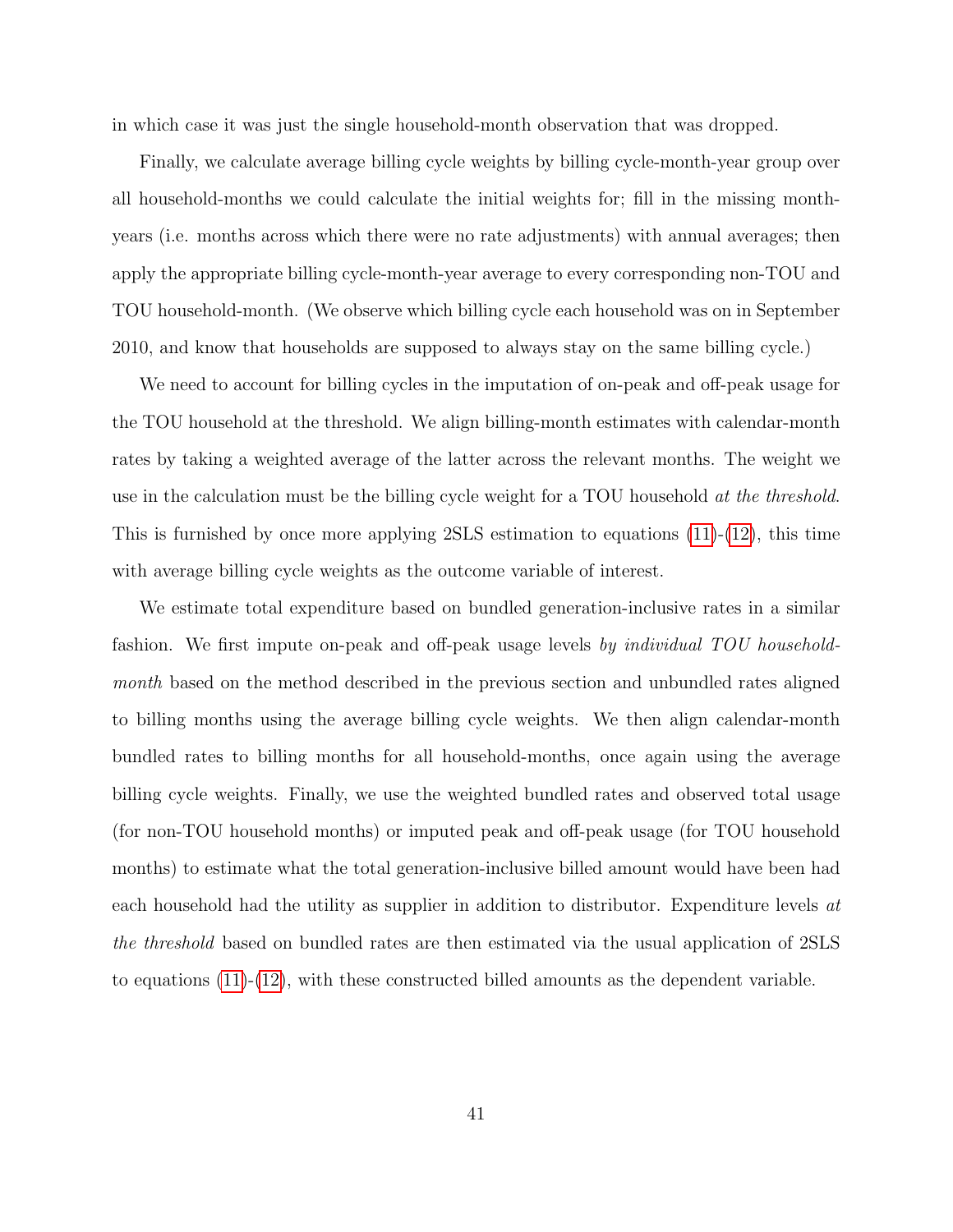in which case it was just the single household-month observation that was dropped.

Finally, we calculate average billing cycle weights by billing cycle-month-year group over all household-months we could calculate the initial weights for; fill in the missing month-years (i.e. months across which there were no rate adjustments) with annual averages; then apply the appropriate billing cycle-month-year average to every corresponding non-TOU and TOU household-month. (We observe which billing cycle each household was on in September 2010, and know that households are supposed to always stay on the same billing cycle.)

We need to account for billing cycles in the imputation of on-peak and off-peak usage for the TOU household at the threshold. We align billing-month estimates with calendar-month rates by taking a weighted average of the latter across the relevant months. The weight we use in the calculation must be the billing cycle weight for a TOU household *at the threshold*. This is furnished by once more applying 2SLS estimation to equations (11)-(12), this time with average billing cycle weights as the outcome variable of interest.

We estimate total expenditure based on bundled generation-inclusive rates in a similar fashion. We first impute on-peak and off-peak usage levels *by individual TOU household-month* based on the method described in the previous section and unbundled rates aligned to billing months using the average billing cycle weights. We then align calendar-month bundled rates to billing months for all household-months, once again using the average billing cycle weights. Finally, we use the weighted bundled rates and observed total usage (for non-TOU household months) or imputed peak and off-peak usage (for TOU household months) to estimate what the total generation-inclusive billed amount would have been had each household had the utility as supplier in addition to distributor. Expenditure levels *at the threshold* based on bundled rates are then estimated via the usual application of 2SLS to equations (11)-(12), with these constructed billed amounts as the dependent variable.